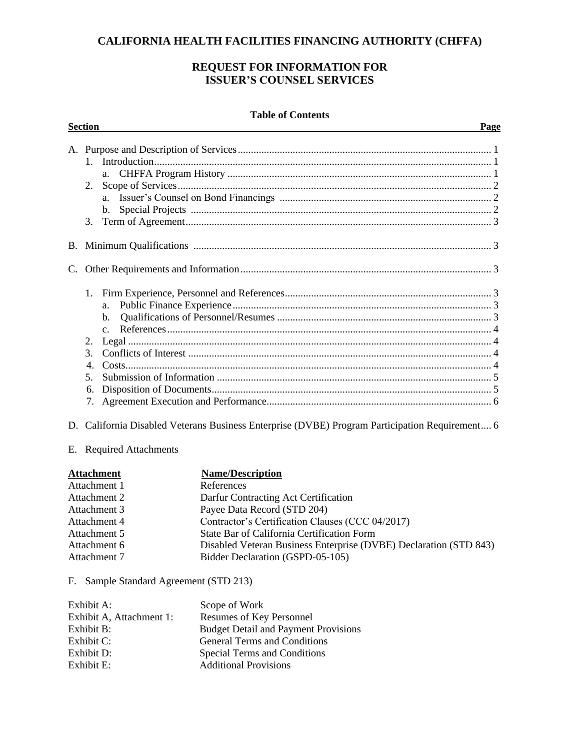# CALIFORNIA HEALTH FACILITIES FINANCING AUTHORITY (CHFFA)

## REQUEST FOR INFORMATION FOR ISSUER'S COUNSEL SERVICES

### Table of Contents

| Section | Page |
|---|---|
| A. Purpose and Description of Services | 1 |
| 1. Introduction | 1 |
| a. CHFFA Program History | 1 |
| 2. Scope of Services | 2 |
| a. Issuer's Counsel on Bond Financings | 2 |
| b. Special Projects | 2 |
| 3. Term of Agreement | 3 |
| B. Minimum Qualifications | 3 |
| C. Other Requirements and Information | 3 |
| 1. Firm Experience, Personnel and References | 3 |
| a. Public Finance Experience | 3 |
| b. Qualifications of Personnel/Resumes | 3 |
| c. References | 4 |
| 2. Legal | 4 |
| 3. Conflicts of Interest | 4 |
| 4. Costs | 4 |
| 5. Submission of Information | 5 |
| 6. Disposition of Documents | 5 |
| 7. Agreement Execution and Performance | 6 |
| D. California Disabled Veterans Business Enterprise (DVBE) Program Participation Requirement | 6 |

E. Required Attachments

| Attachment | Name/Description |
|---|---|
| Attachment 1 | References |
| Attachment 2 | Darfur Contracting Act Certification |
| Attachment 3 | Payee Data Record (STD 204) |
| Attachment 4 | Contractor's Certification Clauses (CCC 04/2017) |
| Attachment 5 | State Bar of California Certification Form |
| Attachment 6 | Disabled Veteran Business Enterprise (DVBE) Declaration (STD 843) |
| Attachment 7 | Bidder Declaration (GSPD-05-105) |

F. Sample Standard Agreement (STD 213)

| | |
|---|---|
| Exhibit A: | Scope of Work |
| Exhibit A, Attachment 1: | Resumes of Key Personnel |
| Exhibit B: | Budget Detail and Payment Provisions |
| Exhibit C: | General Terms and Conditions |
| Exhibit D: | Special Terms and Conditions |
| Exhibit E: | Additional Provisions |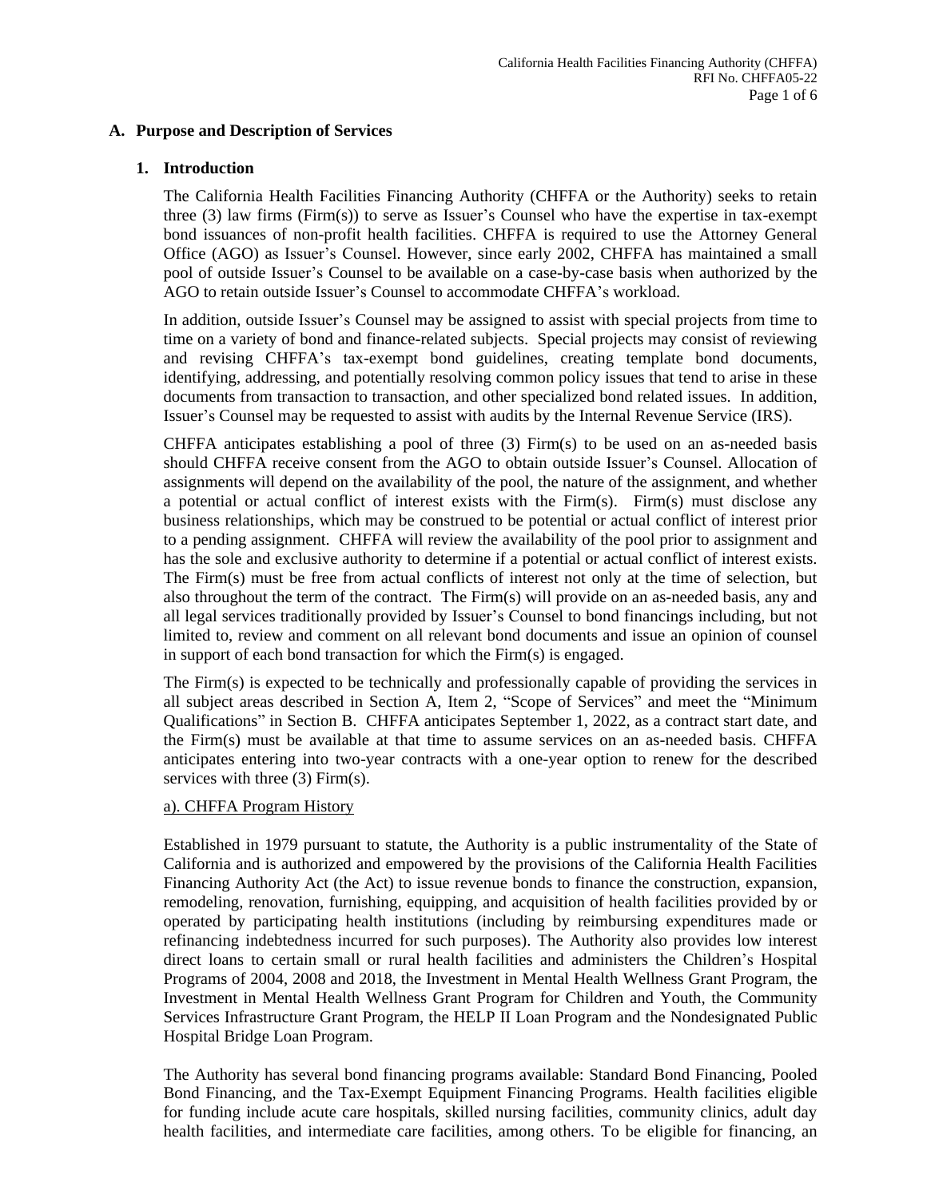## A. Purpose and Description of Services

### 1. Introduction

The California Health Facilities Financing Authority (CHFFA or the Authority) seeks to retain three (3) law firms (Firm(s)) to serve as Issuer's Counsel who have the expertise in tax-exempt bond issuances of non-profit health facilities. CHFFA is required to use the Attorney General Office (AGO) as Issuer's Counsel. However, since early 2002, CHFFA has maintained a small pool of outside Issuer's Counsel to be available on a case-by-case basis when authorized by the AGO to retain outside Issuer's Counsel to accommodate CHFFA's workload.

In addition, outside Issuer's Counsel may be assigned to assist with special projects from time to time on a variety of bond and finance-related subjects. Special projects may consist of reviewing and revising CHFFA's tax-exempt bond guidelines, creating template bond documents, identifying, addressing, and potentially resolving common policy issues that tend to arise in these documents from transaction to transaction, and other specialized bond related issues. In addition, Issuer's Counsel may be requested to assist with audits by the Internal Revenue Service (IRS).

CHFFA anticipates establishing a pool of three (3) Firm(s) to be used on an as-needed basis should CHFFA receive consent from the AGO to obtain outside Issuer's Counsel. Allocation of assignments will depend on the availability of the pool, the nature of the assignment, and whether a potential or actual conflict of interest exists with the Firm(s). Firm(s) must disclose any business relationships, which may be construed to be potential or actual conflict of interest prior to a pending assignment. CHFFA will review the availability of the pool prior to assignment and has the sole and exclusive authority to determine if a potential or actual conflict of interest exists. The Firm(s) must be free from actual conflicts of interest not only at the time of selection, but also throughout the term of the contract. The Firm(s) will provide on an as-needed basis, any and all legal services traditionally provided by Issuer's Counsel to bond financings including, but not limited to, review and comment on all relevant bond documents and issue an opinion of counsel in support of each bond transaction for which the Firm(s) is engaged.

The Firm(s) is expected to be technically and professionally capable of providing the services in all subject areas described in Section A, Item 2, "Scope of Services" and meet the "Minimum Qualifications" in Section B. CHFFA anticipates September 1, 2022, as a contract start date, and the Firm(s) must be available at that time to assume services on an as-needed basis. CHFFA anticipates entering into two-year contracts with a one-year option to renew for the described services with three (3) Firm(s).

#### a). CHFFA Program History

Established in 1979 pursuant to statute, the Authority is a public instrumentality of the State of California and is authorized and empowered by the provisions of the California Health Facilities Financing Authority Act (the Act) to issue revenue bonds to finance the construction, expansion, remodeling, renovation, furnishing, equipping, and acquisition of health facilities provided by or operated by participating health institutions (including by reimbursing expenditures made or refinancing indebtedness incurred for such purposes). The Authority also provides low interest direct loans to certain small or rural health facilities and administers the Children's Hospital Programs of 2004, 2008 and 2018, the Investment in Mental Health Wellness Grant Program, the Investment in Mental Health Wellness Grant Program for Children and Youth, the Community Services Infrastructure Grant Program, the HELP II Loan Program and the Nondesignated Public Hospital Bridge Loan Program.

The Authority has several bond financing programs available: Standard Bond Financing, Pooled Bond Financing, and the Tax-Exempt Equipment Financing Programs. Health facilities eligible for funding include acute care hospitals, skilled nursing facilities, community clinics, adult day health facilities, and intermediate care facilities, among others. To be eligible for financing, an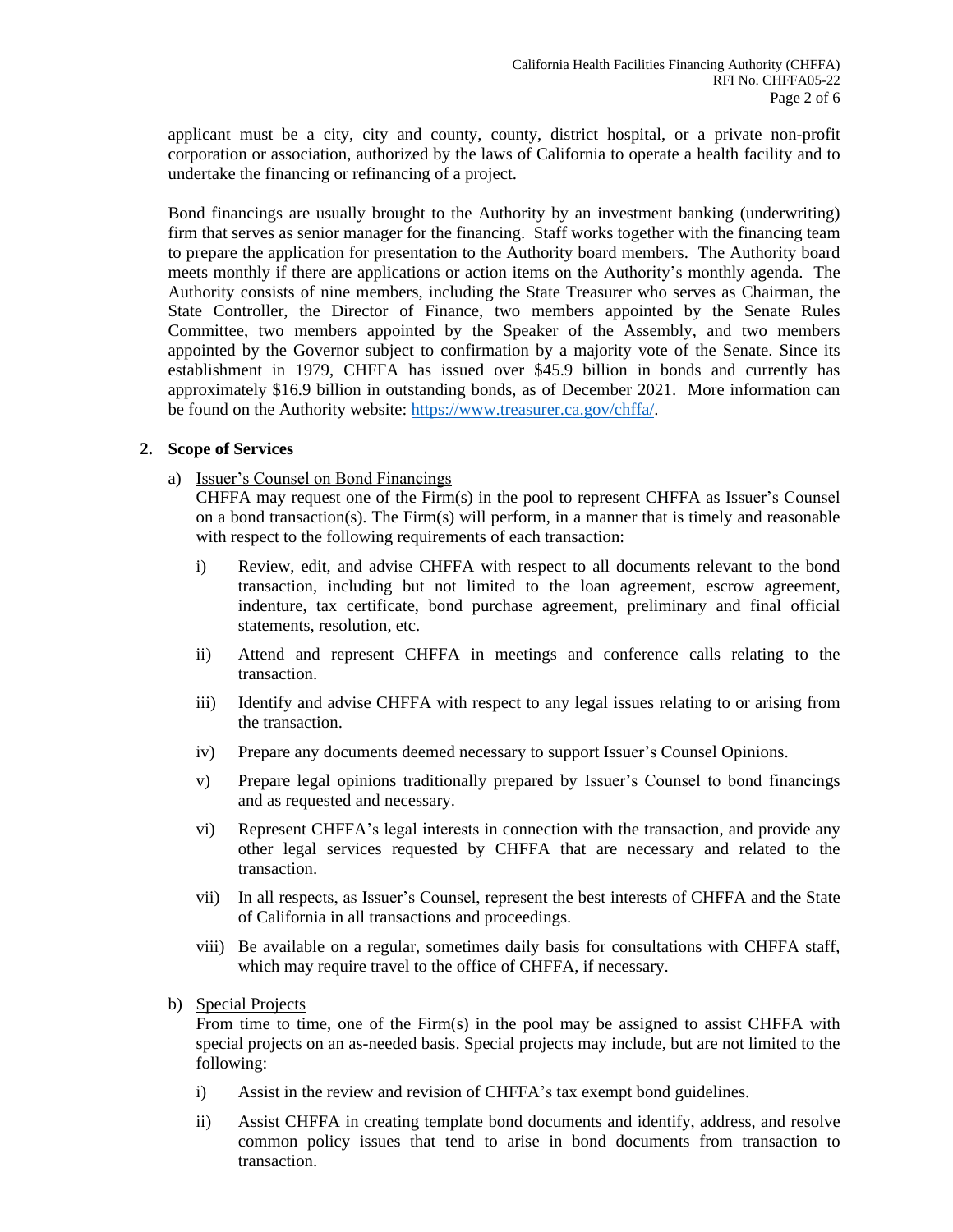applicant must be a city, city and county, county, district hospital, or a private non-profit corporation or association, authorized by the laws of California to operate a health facility and to undertake the financing or refinancing of a project.

Bond financings are usually brought to the Authority by an investment banking (underwriting) firm that serves as senior manager for the financing. Staff works together with the financing team to prepare the application for presentation to the Authority board members. The Authority board meets monthly if there are applications or action items on the Authority's monthly agenda. The Authority consists of nine members, including the State Treasurer who serves as Chairman, the State Controller, the Director of Finance, two members appointed by the Senate Rules Committee, two members appointed by the Speaker of the Assembly, and two members appointed by the Governor subject to confirmation by a majority vote of the Senate. Since its establishment in 1979, CHFFA has issued over $45.9 billion in bonds and currently has approximately $16.9 billion in outstanding bonds, as of December 2021. More information can be found on the Authority website: https://www.treasurer.ca.gov/chffa/.

**2. Scope of Services**

a) Issuer's Counsel on Bond Financings

CHFFA may request one of the Firm(s) in the pool to represent CHFFA as Issuer's Counsel on a bond transaction(s). The Firm(s) will perform, in a manner that is timely and reasonable with respect to the following requirements of each transaction:

i) Review, edit, and advise CHFFA with respect to all documents relevant to the bond transaction, including but not limited to the loan agreement, escrow agreement, indenture, tax certificate, bond purchase agreement, preliminary and final official statements, resolution, etc.

ii) Attend and represent CHFFA in meetings and conference calls relating to the transaction.

iii) Identify and advise CHFFA with respect to any legal issues relating to or arising from the transaction.

iv) Prepare any documents deemed necessary to support Issuer's Counsel Opinions.

v) Prepare legal opinions traditionally prepared by Issuer's Counsel to bond financings and as requested and necessary.

vi) Represent CHFFA's legal interests in connection with the transaction, and provide any other legal services requested by CHFFA that are necessary and related to the transaction.

vii) In all respects, as Issuer's Counsel, represent the best interests of CHFFA and the State of California in all transactions and proceedings.

viii) Be available on a regular, sometimes daily basis for consultations with CHFFA staff, which may require travel to the office of CHFFA, if necessary.

b) Special Projects

From time to time, one of the Firm(s) in the pool may be assigned to assist CHFFA with special projects on an as-needed basis. Special projects may include, but are not limited to the following:

i) Assist in the review and revision of CHFFA's tax exempt bond guidelines.

ii) Assist CHFFA in creating template bond documents and identify, address, and resolve common policy issues that tend to arise in bond documents from transaction to transaction.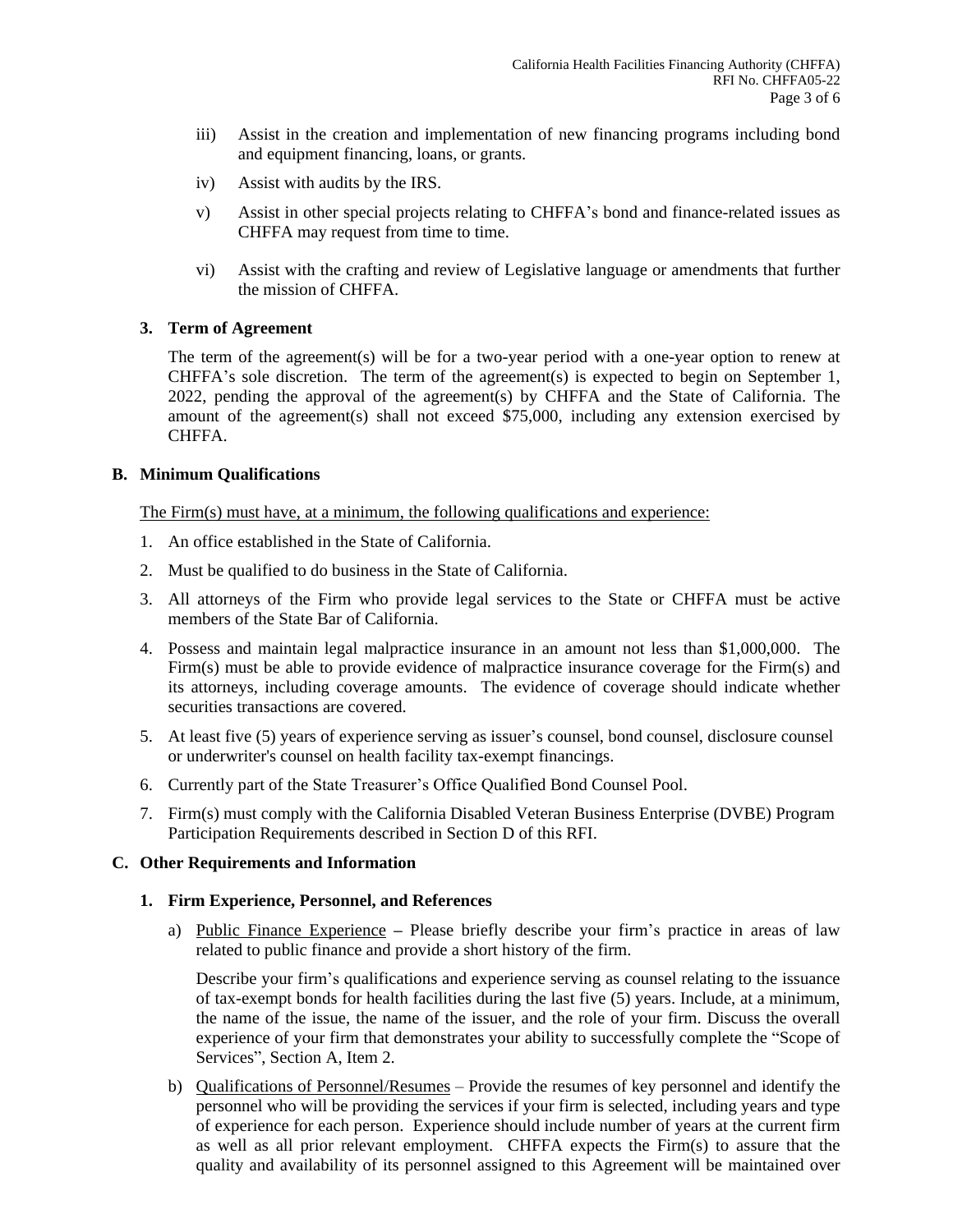iii) Assist in the creation and implementation of new financing programs including bond and equipment financing, loans, or grants.

iv) Assist with audits by the IRS.

v) Assist in other special projects relating to CHFFA's bond and finance-related issues as CHFFA may request from time to time.

vi) Assist with the crafting and review of Legislative language or amendments that further the mission of CHFFA.

### 3. Term of Agreement

The term of the agreement(s) will be for a two-year period with a one-year option to renew at CHFFA's sole discretion. The term of the agreement(s) is expected to begin on September 1, 2022, pending the approval of the agreement(s) by CHFFA and the State of California. The amount of the agreement(s) shall not exceed $75,000, including any extension exercised by CHFFA.

## B. Minimum Qualifications

The Firm(s) must have, at a minimum, the following qualifications and experience:

1. An office established in the State of California.
2. Must be qualified to do business in the State of California.
3. All attorneys of the Firm who provide legal services to the State or CHFFA must be active members of the State Bar of California.
4. Possess and maintain legal malpractice insurance in an amount not less than $1,000,000. The Firm(s) must be able to provide evidence of malpractice insurance coverage for the Firm(s) and its attorneys, including coverage amounts. The evidence of coverage should indicate whether securities transactions are covered.
5. At least five (5) years of experience serving as issuer's counsel, bond counsel, disclosure counsel or underwriter's counsel on health facility tax-exempt financings.
6. Currently part of the State Treasurer's Office Qualified Bond Counsel Pool.
7. Firm(s) must comply with the California Disabled Veteran Business Enterprise (DVBE) Program Participation Requirements described in Section D of this RFI.

## C. Other Requirements and Information

### 1. Firm Experience, Personnel, and References

a) Public Finance Experience **–** Please briefly describe your firm's practice in areas of law related to public finance and provide a short history of the firm.

Describe your firm's qualifications and experience serving as counsel relating to the issuance of tax-exempt bonds for health facilities during the last five (5) years. Include, at a minimum, the name of the issue, the name of the issuer, and the role of your firm. Discuss the overall experience of your firm that demonstrates your ability to successfully complete the "Scope of Services", Section A, Item 2.

b) Qualifications of Personnel/Resumes – Provide the resumes of key personnel and identify the personnel who will be providing the services if your firm is selected, including years and type of experience for each person. Experience should include number of years at the current firm as well as all prior relevant employment. CHFFA expects the Firm(s) to assure that the quality and availability of its personnel assigned to this Agreement will be maintained over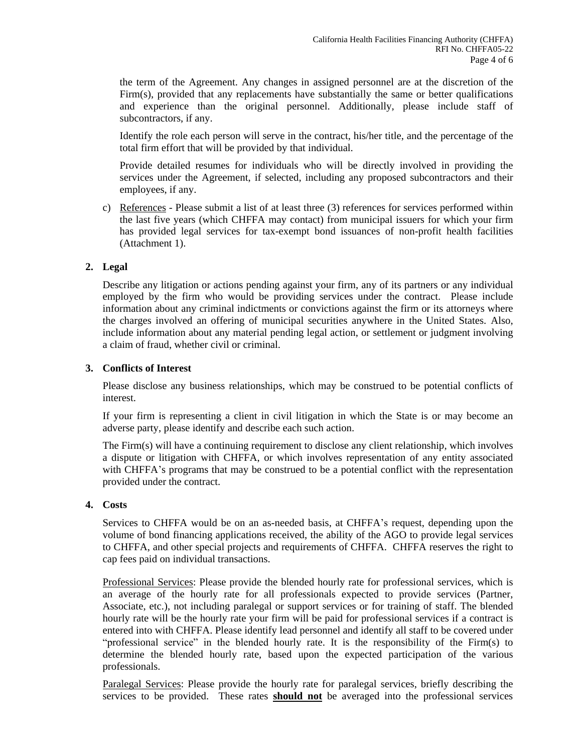the term of the Agreement. Any changes in assigned personnel are at the discretion of the Firm(s), provided that any replacements have substantially the same or better qualifications and experience than the original personnel. Additionally, please include staff of subcontractors, if any.

Identify the role each person will serve in the contract, his/her title, and the percentage of the total firm effort that will be provided by that individual.

Provide detailed resumes for individuals who will be directly involved in providing the services under the Agreement, if selected, including any proposed subcontractors and their employees, if any.

c) References - Please submit a list of at least three (3) references for services performed within the last five years (which CHFFA may contact) from municipal issuers for which your firm has provided legal services for tax-exempt bond issuances of non-profit health facilities (Attachment 1).

**2. Legal**

Describe any litigation or actions pending against your firm, any of its partners or any individual employed by the firm who would be providing services under the contract. Please include information about any criminal indictments or convictions against the firm or its attorneys where the charges involved an offering of municipal securities anywhere in the United States. Also, include information about any material pending legal action, or settlement or judgment involving a claim of fraud, whether civil or criminal.

**3. Conflicts of Interest**

Please disclose any business relationships, which may be construed to be potential conflicts of interest.

If your firm is representing a client in civil litigation in which the State is or may become an adverse party, please identify and describe each such action.

The Firm(s) will have a continuing requirement to disclose any client relationship, which involves a dispute or litigation with CHFFA, or which involves representation of any entity associated with CHFFA's programs that may be construed to be a potential conflict with the representation provided under the contract.

**4. Costs**

Services to CHFFA would be on an as-needed basis, at CHFFA's request, depending upon the volume of bond financing applications received, the ability of the AGO to provide legal services to CHFFA, and other special projects and requirements of CHFFA. CHFFA reserves the right to cap fees paid on individual transactions.

Professional Services: Please provide the blended hourly rate for professional services, which is an average of the hourly rate for all professionals expected to provide services (Partner, Associate, etc.), not including paralegal or support services or for training of staff. The blended hourly rate will be the hourly rate your firm will be paid for professional services if a contract is entered into with CHFFA. Please identify lead personnel and identify all staff to be covered under "professional service" in the blended hourly rate. It is the responsibility of the Firm(s) to determine the blended hourly rate, based upon the expected participation of the various professionals.

Paralegal Services: Please provide the hourly rate for paralegal services, briefly describing the services to be provided. These rates **should not** be averaged into the professional services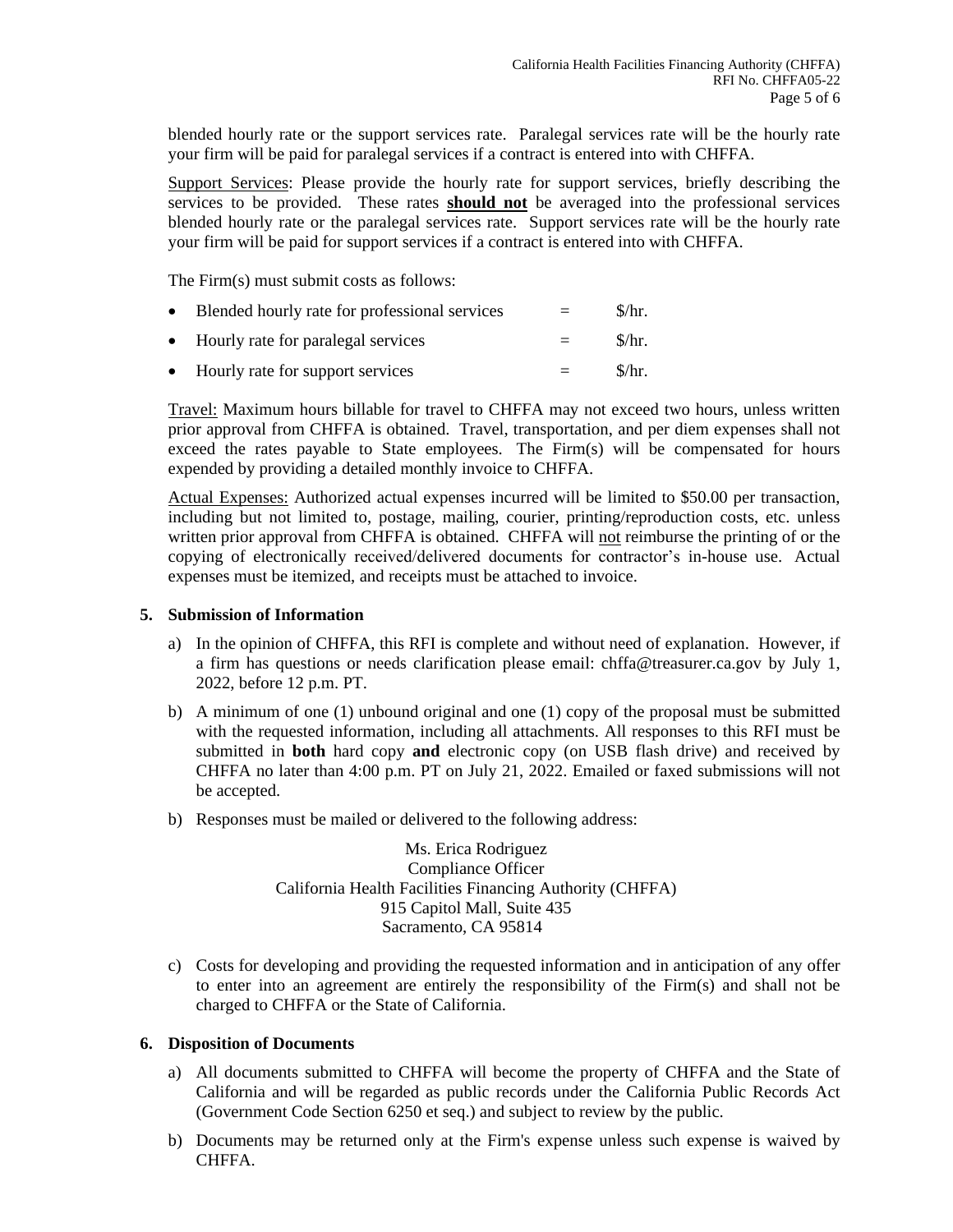blended hourly rate or the support services rate. Paralegal services rate will be the hourly rate your firm will be paid for paralegal services if a contract is entered into with CHFFA.

Support Services: Please provide the hourly rate for support services, briefly describing the services to be provided. These rates **should not** be averaged into the professional services blended hourly rate or the paralegal services rate. Support services rate will be the hourly rate your firm will be paid for support services if a contract is entered into with CHFFA.

The Firm(s) must submit costs as follows:

- Blended hourly rate for professional services = $/hr.
- Hourly rate for paralegal services = $/hr.
- Hourly rate for support services = $/hr.

Travel: Maximum hours billable for travel to CHFFA may not exceed two hours, unless written prior approval from CHFFA is obtained. Travel, transportation, and per diem expenses shall not exceed the rates payable to State employees. The Firm(s) will be compensated for hours expended by providing a detailed monthly invoice to CHFFA.

Actual Expenses: Authorized actual expenses incurred will be limited to $50.00 per transaction, including but not limited to, postage, mailing, courier, printing/reproduction costs, etc. unless written prior approval from CHFFA is obtained. CHFFA will not reimburse the printing of or the copying of electronically received/delivered documents for contractor's in-house use. Actual expenses must be itemized, and receipts must be attached to invoice.

**5. Submission of Information**

a) In the opinion of CHFFA, this RFI is complete and without need of explanation. However, if a firm has questions or needs clarification please email: chffa@treasurer.ca.gov by July 1, 2022, before 12 p.m. PT.

b) A minimum of one (1) unbound original and one (1) copy of the proposal must be submitted with the requested information, including all attachments. All responses to this RFI must be submitted in **both** hard copy **and** electronic copy (on USB flash drive) and received by CHFFA no later than 4:00 p.m. PT on July 21, 2022. Emailed or faxed submissions will not be accepted.

b) Responses must be mailed or delivered to the following address:

Ms. Erica Rodriguez
Compliance Officer
California Health Facilities Financing Authority (CHFFA)
915 Capitol Mall, Suite 435
Sacramento, CA 95814

c) Costs for developing and providing the requested information and in anticipation of any offer to enter into an agreement are entirely the responsibility of the Firm(s) and shall not be charged to CHFFA or the State of California.

**6. Disposition of Documents**

a) All documents submitted to CHFFA will become the property of CHFFA and the State of California and will be regarded as public records under the California Public Records Act (Government Code Section 6250 et seq.) and subject to review by the public.

b) Documents may be returned only at the Firm's expense unless such expense is waived by CHFFA.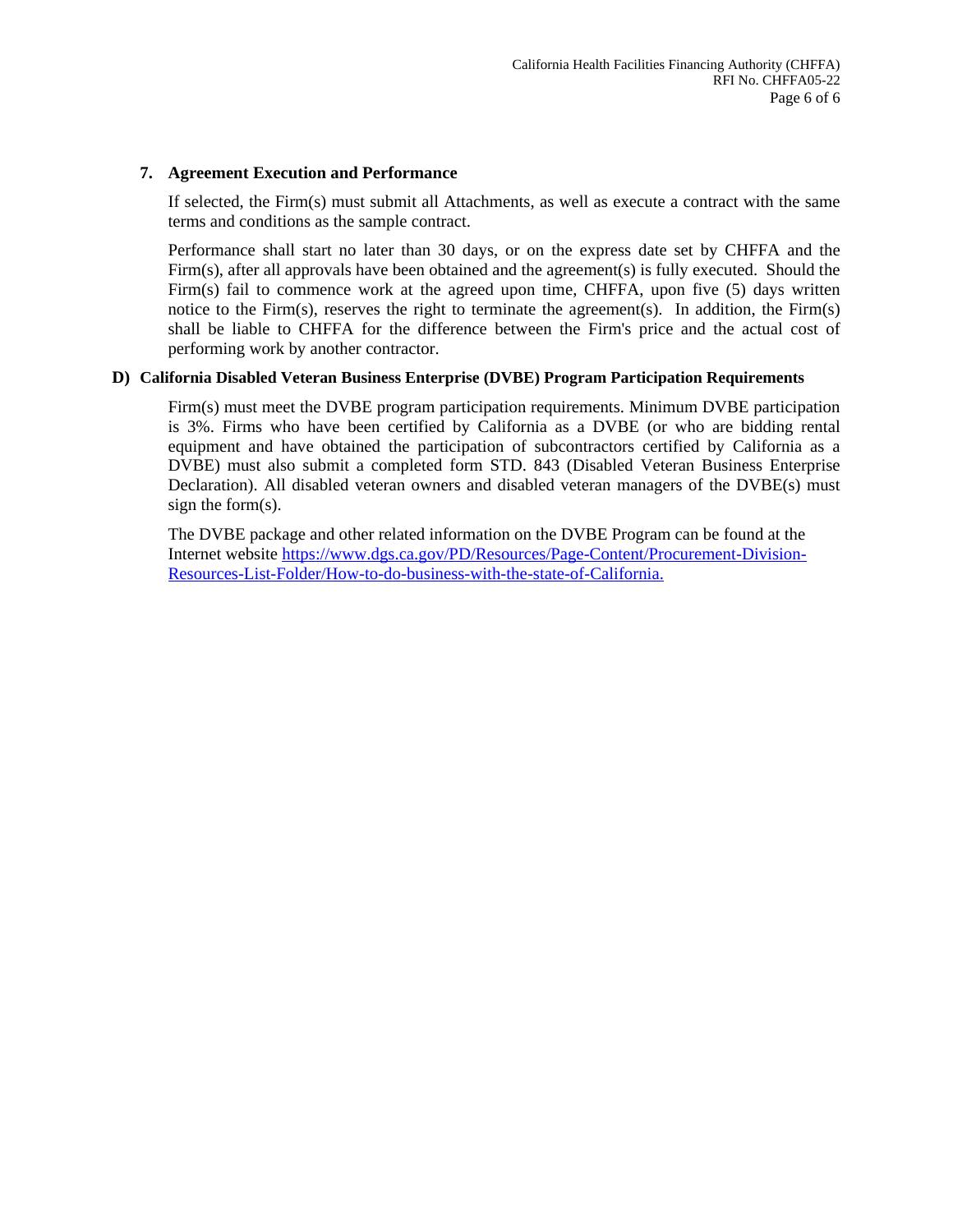### 7. Agreement Execution and Performance

If selected, the Firm(s) must submit all Attachments, as well as execute a contract with the same terms and conditions as the sample contract.

Performance shall start no later than 30 days, or on the express date set by CHFFA and the Firm(s), after all approvals have been obtained and the agreement(s) is fully executed. Should the Firm(s) fail to commence work at the agreed upon time, CHFFA, upon five (5) days written notice to the Firm(s), reserves the right to terminate the agreement(s). In addition, the Firm(s) shall be liable to CHFFA for the difference between the Firm's price and the actual cost of performing work by another contractor.

## D) California Disabled Veteran Business Enterprise (DVBE) Program Participation Requirements

Firm(s) must meet the DVBE program participation requirements. Minimum DVBE participation is 3%. Firms who have been certified by California as a DVBE (or who are bidding rental equipment and have obtained the participation of subcontractors certified by California as a DVBE) must also submit a completed form STD. 843 (Disabled Veteran Business Enterprise Declaration). All disabled veteran owners and disabled veteran managers of the DVBE(s) must sign the form(s).

The DVBE package and other related information on the DVBE Program can be found at the Internet website [https://www.dgs.ca.gov/PD/Resources/Page-Content/Procurement-Division-Resources-List-Folder/How-to-do-business-with-the-state-of-California.](https://www.dgs.ca.gov/PD/Resources/Page-Content/Procurement-Division-Resources-List-Folder/How-to-do-business-with-the-state-of-California)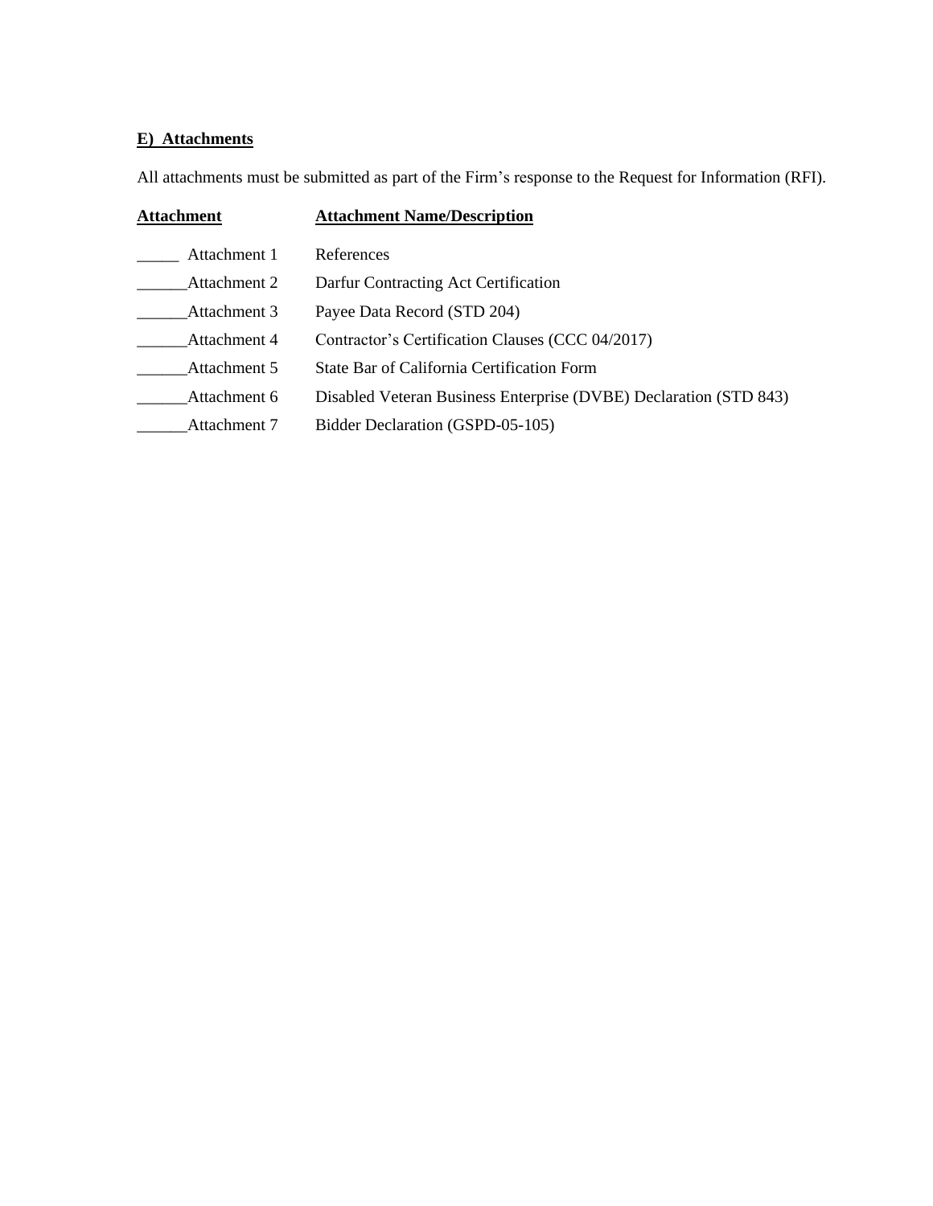## E) Attachments

All attachments must be submitted as part of the Firm's response to the Request for Information (RFI).

| Attachment | Attachment Name/Description |
|---|---|
| _____ Attachment 1 | References |
| ______Attachment 2 | Darfur Contracting Act Certification |
| ______Attachment 3 | Payee Data Record (STD 204) |
| ______Attachment 4 | Contractor's Certification Clauses (CCC 04/2017) |
| ______Attachment 5 | State Bar of California Certification Form |
| ______Attachment 6 | Disabled Veteran Business Enterprise (DVBE) Declaration (STD 843) |
| ______Attachment 7 | Bidder Declaration (GSPD-05-105) |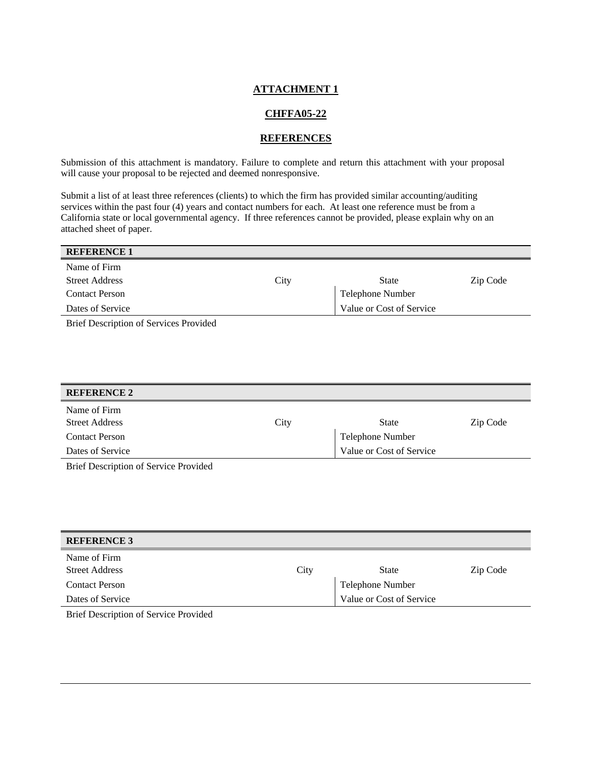## ATTACHMENT 1

## CHFFA05-22

## REFERENCES

Submission of this attachment is mandatory. Failure to complete and return this attachment with your proposal will cause your proposal to be rejected and deemed nonresponsive.

Submit a list of at least three references (clients) to which the firm has provided similar accounting/auditing services within the past four (4) years and contact numbers for each. At least one reference must be from a California state or local governmental agency. If three references cannot be provided, please explain why on an attached sheet of paper.

| **REFERENCE 1** | | | |
|---|---|---|---|
| Name of Firm | | | |
| Street Address | City | State | Zip Code |
| Contact Person | | Telephone Number | |
| Dates of Service | | Value or Cost of Service | |
| Brief Description of Services Provided | | | |

| **REFERENCE 2** | | | |
|---|---|---|---|
| Name of Firm | | | |
| Street Address | City | State | Zip Code |
| Contact Person | | Telephone Number | |
| Dates of Service | | Value or Cost of Service | |
| Brief Description of Service Provided | | | |

| **REFERENCE 3** | | | |
|---|---|---|---|
| Name of Firm | | | |
| Street Address | City | State | Zip Code |
| Contact Person | | Telephone Number | |
| Dates of Service | | Value or Cost of Service | |
| Brief Description of Service Provided | | | |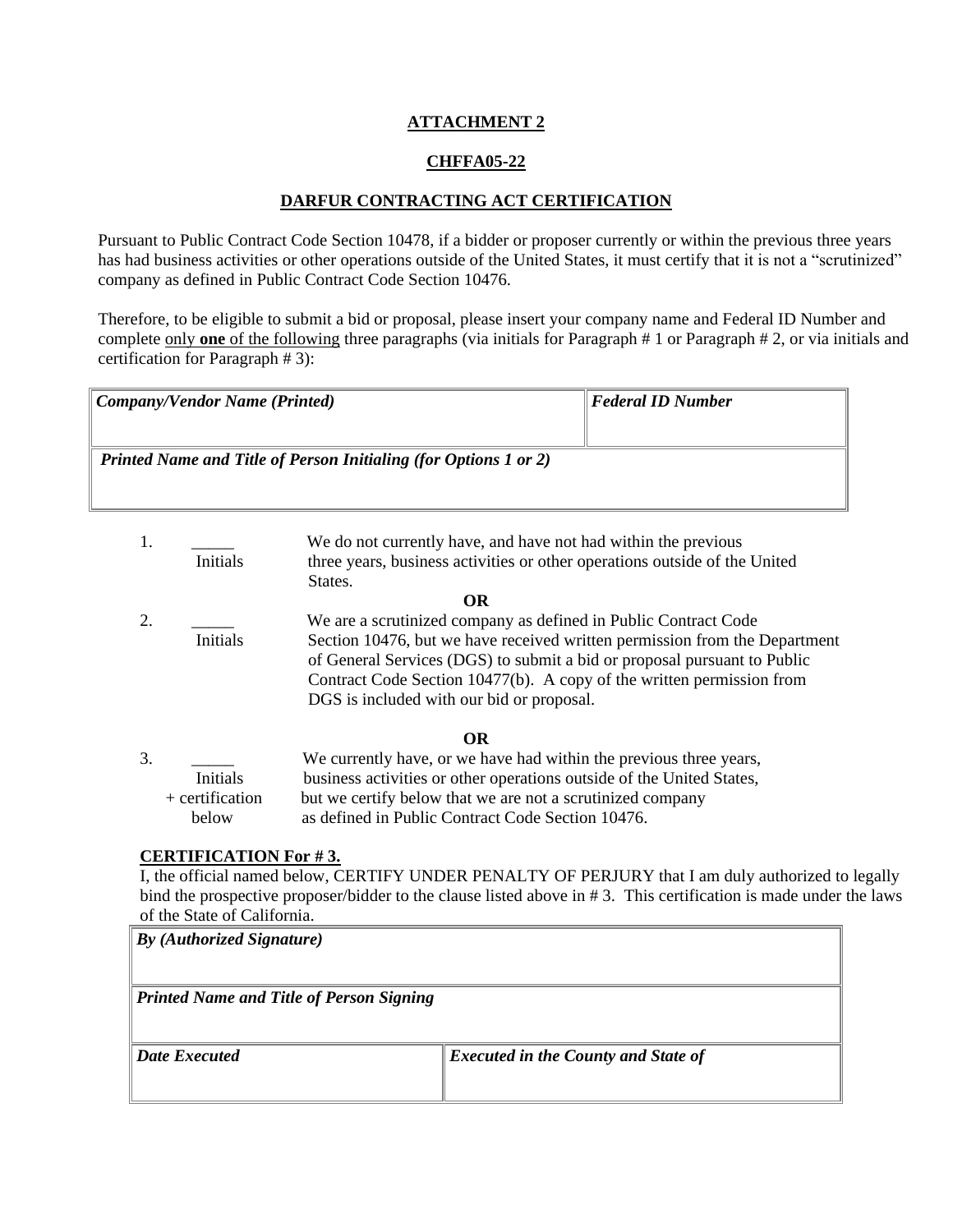## ATTACHMENT 2

## CHFFA05-22

## DARFUR CONTRACTING ACT CERTIFICATION

Pursuant to Public Contract Code Section 10478, if a bidder or proposer currently or within the previous three years has had business activities or other operations outside of the United States, it must certify that it is not a "scrutinized" company as defined in Public Contract Code Section 10476.

Therefore, to be eligible to submit a bid or proposal, please insert your company name and Federal ID Number and complete only **one** of the following three paragraphs (via initials for Paragraph # 1 or Paragraph # 2, or via initials and certification for Paragraph # 3):

| ***Company/Vendor Name (Printed)*** | ***Federal ID Number*** |
|---|---|
| ***Printed Name and Title of Person Initialing (for Options 1 or 2)*** | |

1. _____ Initials — We do not currently have, and have not had within the previous three years, business activities or other operations outside of the United States.

**OR**

2. _____ Initials — We are a scrutinized company as defined in Public Contract Code Section 10476, but we have received written permission from the Department of General Services (DGS) to submit a bid or proposal pursuant to Public Contract Code Section 10477(b). A copy of the written permission from DGS is included with our bid or proposal.

**OR**

3. _____ Initials + certification below — We currently have, or we have had within the previous three years, business activities or other operations outside of the United States, but we certify below that we are not a scrutinized company as defined in Public Contract Code Section 10476.

**CERTIFICATION For # 3.**

I, the official named below, CERTIFY UNDER PENALTY OF PERJURY that I am duly authorized to legally bind the prospective proposer/bidder to the clause listed above in # 3. This certification is made under the laws of the State of California.

| ***By (Authorized Signature)*** | |
|---|---|
| ***Printed Name and Title of Person Signing*** | |
| ***Date Executed*** | ***Executed in the County and State of*** |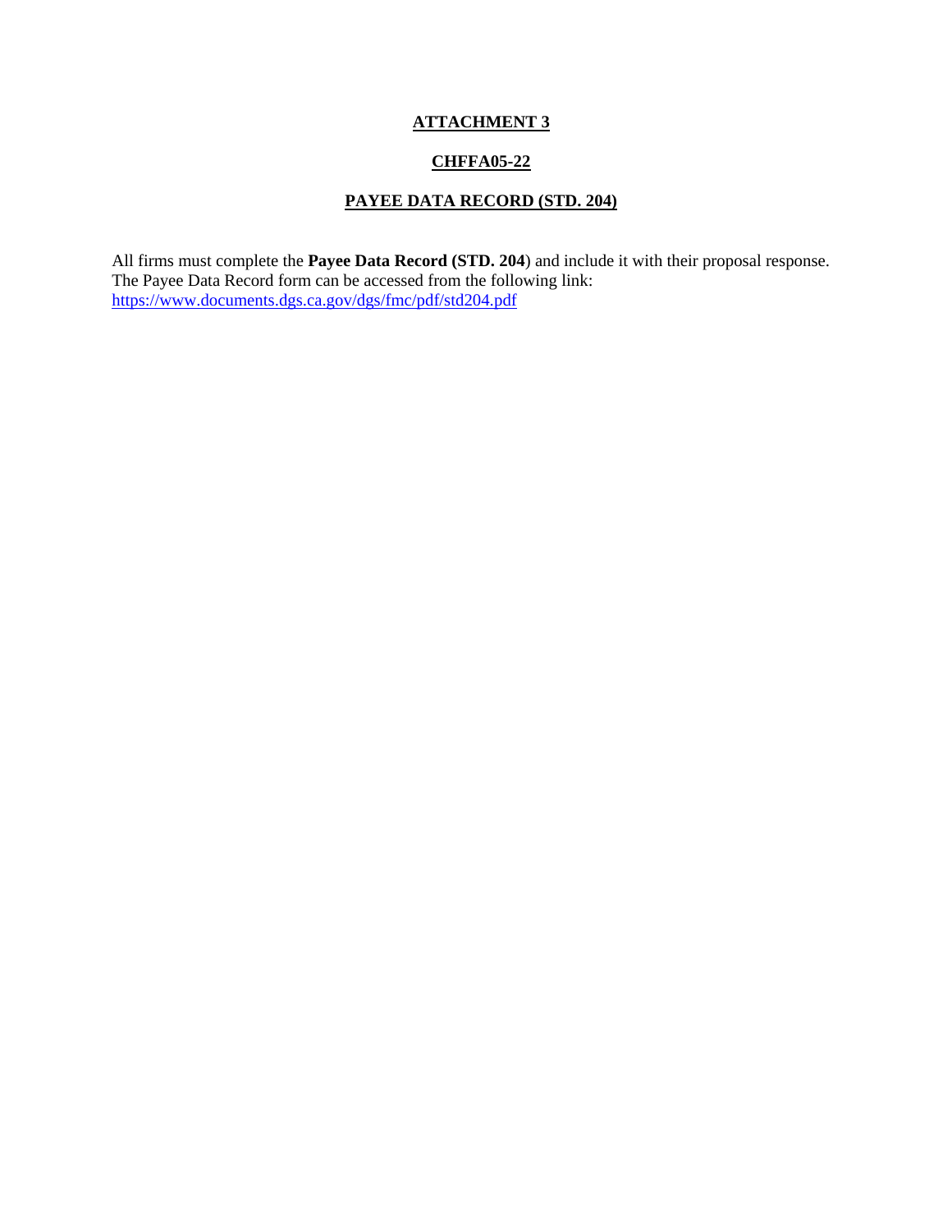# ATTACHMENT 3

## CHFFA05-22

## PAYEE DATA RECORD (STD. 204)

All firms must complete the **Payee Data Record (STD. 204**) and include it with their proposal response. The Payee Data Record form can be accessed from the following link: https://www.documents.dgs.ca.gov/dgs/fmc/pdf/std204.pdf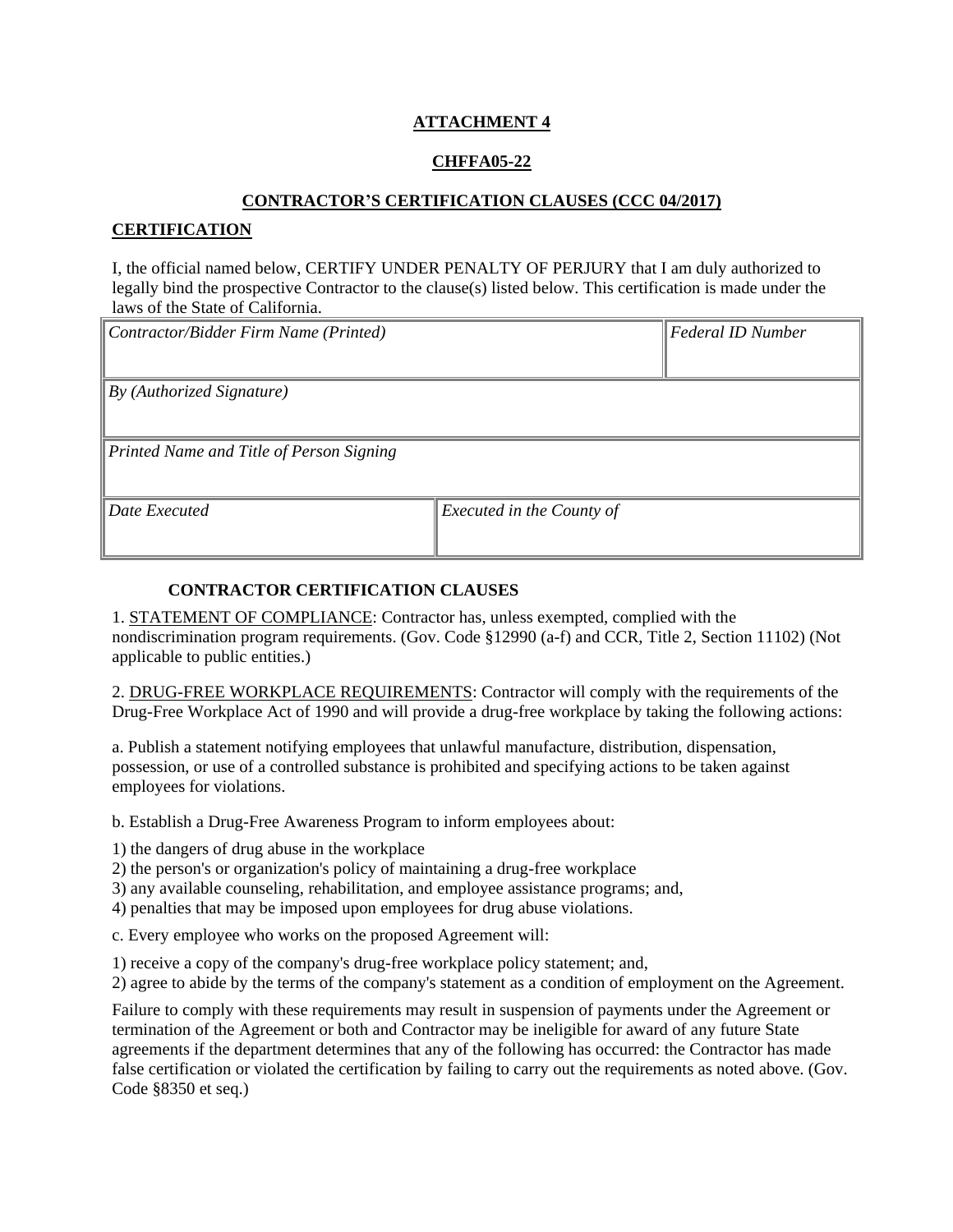**ATTACHMENT 4**

**CHFFA05-22**

**CONTRACTOR'S CERTIFICATION CLAUSES (CCC 04/2017)**

**CERTIFICATION**

I, the official named below, CERTIFY UNDER PENALTY OF PERJURY that I am duly authorized to legally bind the prospective Contractor to the clause(s) listed below. This certification is made under the laws of the State of California.

| *Contractor/Bidder Firm Name (Printed)* | | *Federal ID Number* |
|---|---|---|
| *By (Authorized Signature)* | | |
| *Printed Name and Title of Person Signing* | | |
| *Date Executed* | *Executed in the County of* | |

**CONTRACTOR CERTIFICATION CLAUSES**

1. STATEMENT OF COMPLIANCE: Contractor has, unless exempted, complied with the nondiscrimination program requirements. (Gov. Code §12990 (a-f) and CCR, Title 2, Section 11102) (Not applicable to public entities.)

2. DRUG-FREE WORKPLACE REQUIREMENTS: Contractor will comply with the requirements of the Drug-Free Workplace Act of 1990 and will provide a drug-free workplace by taking the following actions:

a. Publish a statement notifying employees that unlawful manufacture, distribution, dispensation, possession, or use of a controlled substance is prohibited and specifying actions to be taken against employees for violations.

b. Establish a Drug-Free Awareness Program to inform employees about:

1) the dangers of drug abuse in the workplace
2) the person's or organization's policy of maintaining a drug-free workplace
3) any available counseling, rehabilitation, and employee assistance programs; and,
4) penalties that may be imposed upon employees for drug abuse violations.

c. Every employee who works on the proposed Agreement will:

1) receive a copy of the company's drug-free workplace policy statement; and,
2) agree to abide by the terms of the company's statement as a condition of employment on the Agreement.

Failure to comply with these requirements may result in suspension of payments under the Agreement or termination of the Agreement or both and Contractor may be ineligible for award of any future State agreements if the department determines that any of the following has occurred: the Contractor has made false certification or violated the certification by failing to carry out the requirements as noted above. (Gov. Code §8350 et seq.)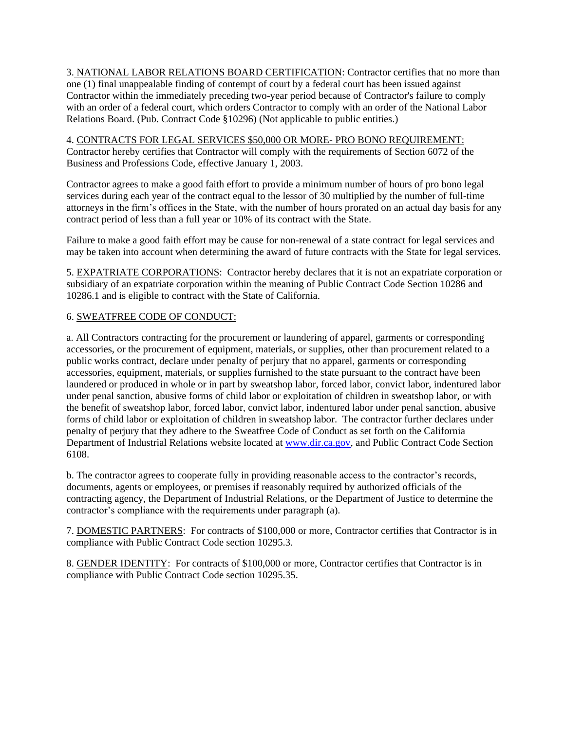3. <u>NATIONAL LABOR RELATIONS BOARD CERTIFICATION</u>: Contractor certifies that no more than one (1) final unappealable finding of contempt of court by a federal court has been issued against Contractor within the immediately preceding two-year period because of Contractor's failure to comply with an order of a federal court, which orders Contractor to comply with an order of the National Labor Relations Board. (Pub. Contract Code §10296) (Not applicable to public entities.)

4. <u>CONTRACTS FOR LEGAL SERVICES $50,000 OR MORE- PRO BONO REQUIREMENT:</u> Contractor hereby certifies that Contractor will comply with the requirements of Section 6072 of the Business and Professions Code, effective January 1, 2003.

Contractor agrees to make a good faith effort to provide a minimum number of hours of pro bono legal services during each year of the contract equal to the lessor of 30 multiplied by the number of full-time attorneys in the firm's offices in the State, with the number of hours prorated on an actual day basis for any contract period of less than a full year or 10% of its contract with the State.

Failure to make a good faith effort may be cause for non-renewal of a state contract for legal services and may be taken into account when determining the award of future contracts with the State for legal services.

5. <u>EXPATRIATE CORPORATIONS</u>: Contractor hereby declares that it is not an expatriate corporation or subsidiary of an expatriate corporation within the meaning of Public Contract Code Section 10286 and 10286.1 and is eligible to contract with the State of California.

6. <u>SWEATFREE CODE OF CONDUCT:</u>

a. All Contractors contracting for the procurement or laundering of apparel, garments or corresponding accessories, or the procurement of equipment, materials, or supplies, other than procurement related to a public works contract, declare under penalty of perjury that no apparel, garments or corresponding accessories, equipment, materials, or supplies furnished to the state pursuant to the contract have been laundered or produced in whole or in part by sweatshop labor, forced labor, convict labor, indentured labor under penal sanction, abusive forms of child labor or exploitation of children in sweatshop labor, or with the benefit of sweatshop labor, forced labor, convict labor, indentured labor under penal sanction, abusive forms of child labor or exploitation of children in sweatshop labor. The contractor further declares under penalty of perjury that they adhere to the Sweatfree Code of Conduct as set forth on the California Department of Industrial Relations website located at www.dir.ca.gov, and Public Contract Code Section 6108.

b. The contractor agrees to cooperate fully in providing reasonable access to the contractor's records, documents, agents or employees, or premises if reasonably required by authorized officials of the contracting agency, the Department of Industrial Relations, or the Department of Justice to determine the contractor's compliance with the requirements under paragraph (a).

7. <u>DOMESTIC PARTNERS</u>: For contracts of $100,000 or more, Contractor certifies that Contractor is in compliance with Public Contract Code section 10295.3.

8. <u>GENDER IDENTITY</u>: For contracts of $100,000 or more, Contractor certifies that Contractor is in compliance with Public Contract Code section 10295.35.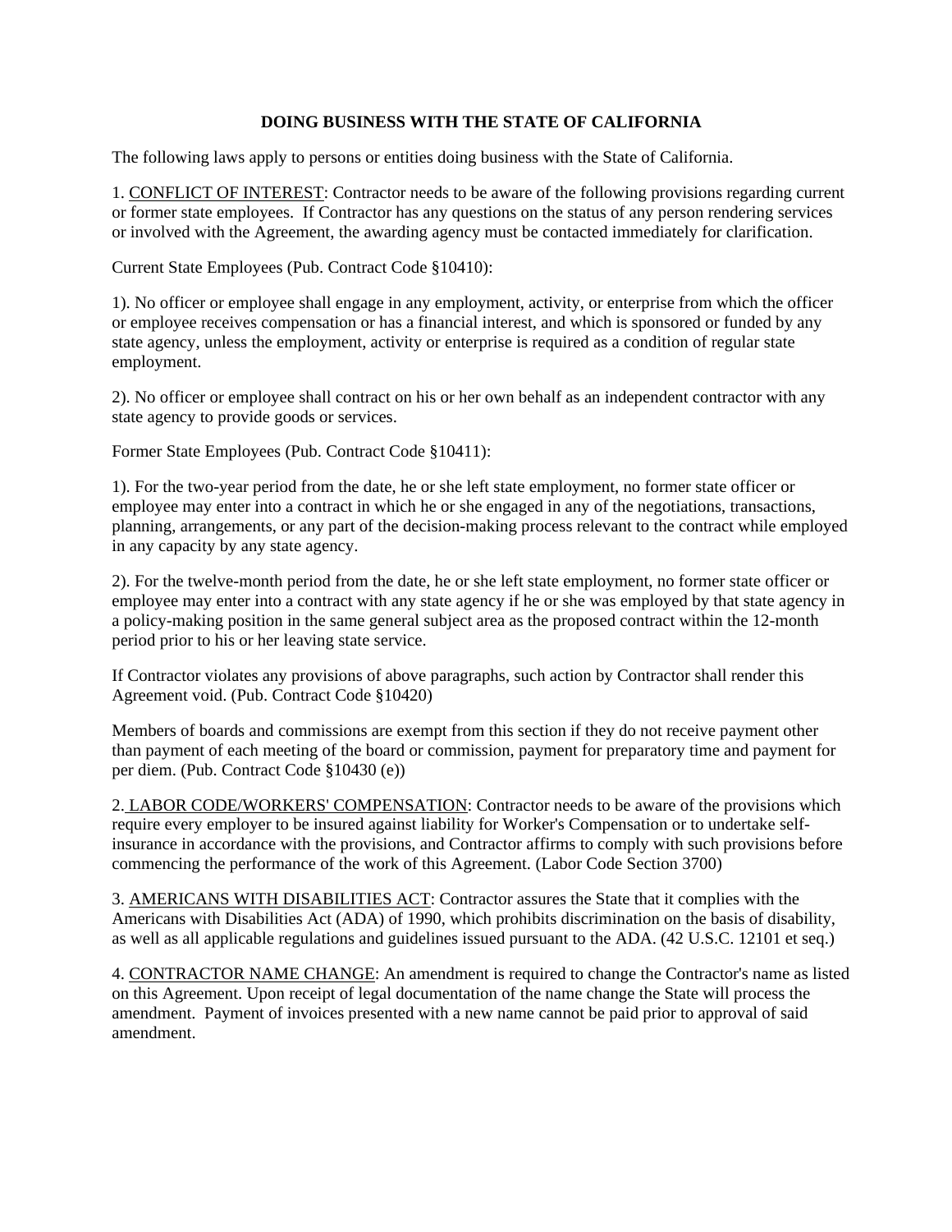# DOING BUSINESS WITH THE STATE OF CALIFORNIA

The following laws apply to persons or entities doing business with the State of California.

1. CONFLICT OF INTEREST: Contractor needs to be aware of the following provisions regarding current or former state employees. If Contractor has any questions on the status of any person rendering services or involved with the Agreement, the awarding agency must be contacted immediately for clarification.

Current State Employees (Pub. Contract Code §10410):

1). No officer or employee shall engage in any employment, activity, or enterprise from which the officer or employee receives compensation or has a financial interest, and which is sponsored or funded by any state agency, unless the employment, activity or enterprise is required as a condition of regular state employment.

2). No officer or employee shall contract on his or her own behalf as an independent contractor with any state agency to provide goods or services.

Former State Employees (Pub. Contract Code §10411):

1). For the two-year period from the date, he or she left state employment, no former state officer or employee may enter into a contract in which he or she engaged in any of the negotiations, transactions, planning, arrangements, or any part of the decision-making process relevant to the contract while employed in any capacity by any state agency.

2). For the twelve-month period from the date, he or she left state employment, no former state officer or employee may enter into a contract with any state agency if he or she was employed by that state agency in a policy-making position in the same general subject area as the proposed contract within the 12-month period prior to his or her leaving state service.

If Contractor violates any provisions of above paragraphs, such action by Contractor shall render this Agreement void. (Pub. Contract Code §10420)

Members of boards and commissions are exempt from this section if they do not receive payment other than payment of each meeting of the board or commission, payment for preparatory time and payment for per diem. (Pub. Contract Code §10430 (e))

2. LABOR CODE/WORKERS' COMPENSATION: Contractor needs to be aware of the provisions which require every employer to be insured against liability for Worker's Compensation or to undertake self-insurance in accordance with the provisions, and Contractor affirms to comply with such provisions before commencing the performance of the work of this Agreement. (Labor Code Section 3700)

3. AMERICANS WITH DISABILITIES ACT: Contractor assures the State that it complies with the Americans with Disabilities Act (ADA) of 1990, which prohibits discrimination on the basis of disability, as well as all applicable regulations and guidelines issued pursuant to the ADA. (42 U.S.C. 12101 et seq.)

4. CONTRACTOR NAME CHANGE: An amendment is required to change the Contractor's name as listed on this Agreement. Upon receipt of legal documentation of the name change the State will process the amendment. Payment of invoices presented with a new name cannot be paid prior to approval of said amendment.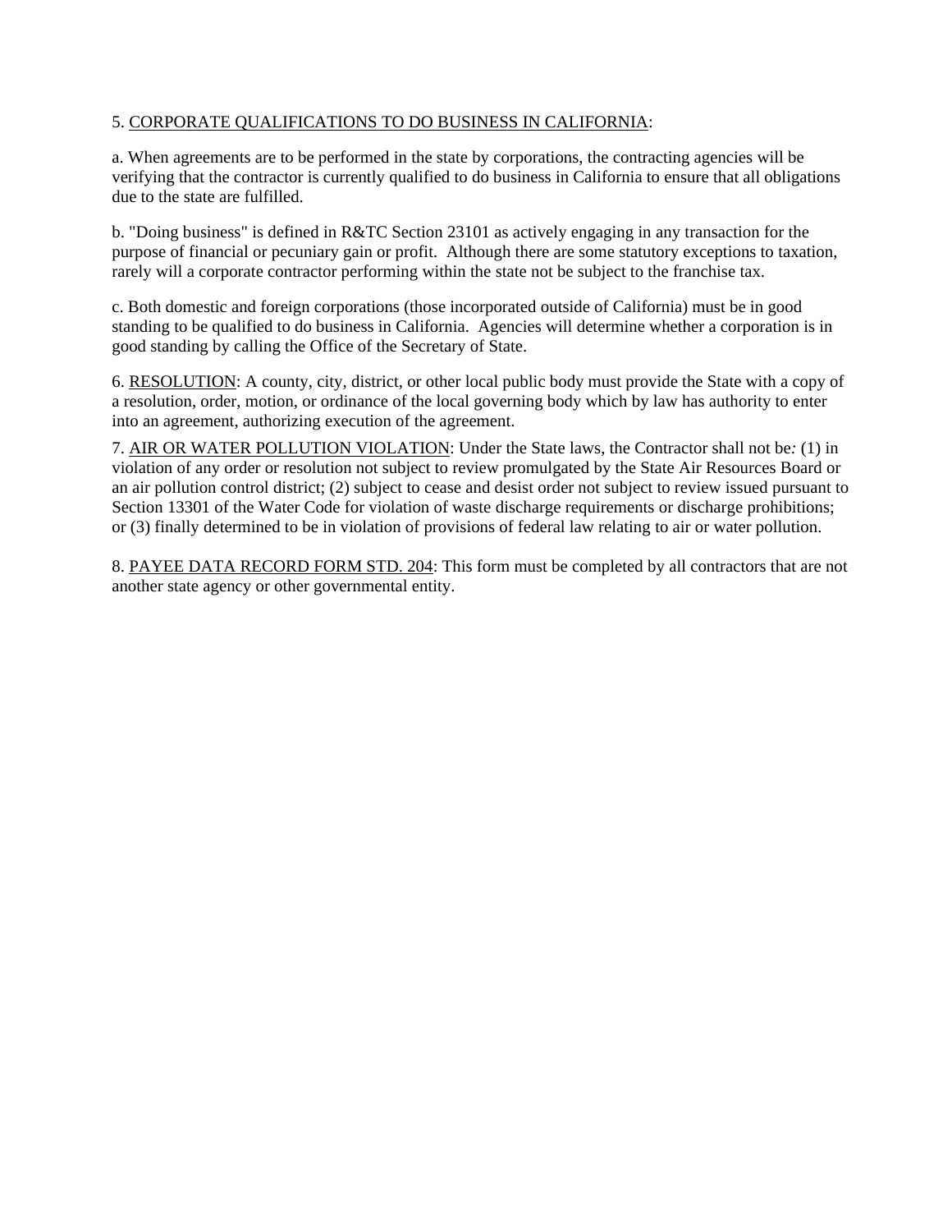5. <u>CORPORATE QUALIFICATIONS TO DO BUSINESS IN CALIFORNIA</u>:

a. When agreements are to be performed in the state by corporations, the contracting agencies will be verifying that the contractor is currently qualified to do business in California to ensure that all obligations due to the state are fulfilled.

b. "Doing business" is defined in R&TC Section 23101 as actively engaging in any transaction for the purpose of financial or pecuniary gain or profit. Although there are some statutory exceptions to taxation, rarely will a corporate contractor performing within the state not be subject to the franchise tax.

c. Both domestic and foreign corporations (those incorporated outside of California) must be in good standing to be qualified to do business in California. Agencies will determine whether a corporation is in good standing by calling the Office of the Secretary of State.

6. <u>RESOLUTION</u>: A county, city, district, or other local public body must provide the State with a copy of a resolution, order, motion, or ordinance of the local governing body which by law has authority to enter into an agreement, authorizing execution of the agreement.

7. <u>AIR OR WATER POLLUTION VIOLATION</u>: Under the State laws, the Contractor shall not be*:* (1) in violation of any order or resolution not subject to review promulgated by the State Air Resources Board or an air pollution control district; (2) subject to cease and desist order not subject to review issued pursuant to Section 13301 of the Water Code for violation of waste discharge requirements or discharge prohibitions; or (3) finally determined to be in violation of provisions of federal law relating to air or water pollution.

8. <u>PAYEE DATA RECORD FORM STD. 204</u>: This form must be completed by all contractors that are not another state agency or other governmental entity.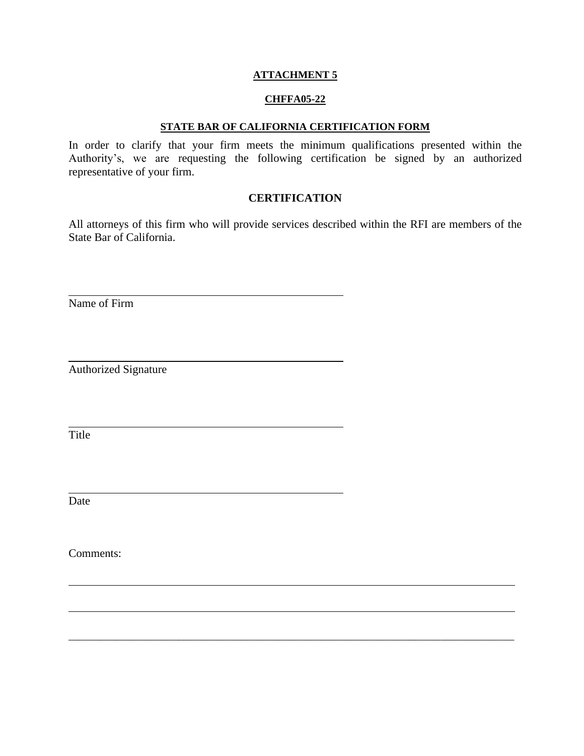**ATTACHMENT 5**

**CHFFA05-22**

**STATE BAR OF CALIFORNIA CERTIFICATION FORM**

In order to clarify that your firm meets the minimum qualifications presented within the Authority's, we are requesting the following certification be signed by an authorized representative of your firm.

**CERTIFICATION**

All attorneys of this firm who will provide services described within the RFI are members of the State Bar of California.

\_\_\_\_\_\_\_\_\_\_\_\_\_\_\_\_\_\_\_\_\_\_\_\_\_\_\_\_\_\_\_\_\_\_\_\_\_\_\_\_\_\_\_\_
Name of Firm

\_\_\_\_\_\_\_\_\_\_\_\_\_\_\_\_\_\_\_\_\_\_\_\_\_\_\_\_\_\_\_\_\_\_\_\_\_\_\_\_\_\_\_\_
Authorized Signature

\_\_\_\_\_\_\_\_\_\_\_\_\_\_\_\_\_\_\_\_\_\_\_\_\_\_\_\_\_\_\_\_\_\_\_\_\_\_\_\_\_\_\_\_
Title

\_\_\_\_\_\_\_\_\_\_\_\_\_\_\_\_\_\_\_\_\_\_\_\_\_\_\_\_\_\_\_\_\_\_\_\_\_\_\_\_\_\_\_\_
Date

Comments:

\_\_\_\_\_\_\_\_\_\_\_\_\_\_\_\_\_\_\_\_\_\_\_\_\_\_\_\_\_\_\_\_\_\_\_\_\_\_\_\_\_\_\_\_\_\_\_\_\_\_\_\_\_\_\_\_\_\_\_\_\_\_\_\_\_\_\_\_\_\_\_\_\_\_\_\_\_\_

\_\_\_\_\_\_\_\_\_\_\_\_\_\_\_\_\_\_\_\_\_\_\_\_\_\_\_\_\_\_\_\_\_\_\_\_\_\_\_\_\_\_\_\_\_\_\_\_\_\_\_\_\_\_\_\_\_\_\_\_\_\_\_\_\_\_\_\_\_\_\_\_\_\_\_\_\_\_

\_\_\_\_\_\_\_\_\_\_\_\_\_\_\_\_\_\_\_\_\_\_\_\_\_\_\_\_\_\_\_\_\_\_\_\_\_\_\_\_\_\_\_\_\_\_\_\_\_\_\_\_\_\_\_\_\_\_\_\_\_\_\_\_\_\_\_\_\_\_\_\_\_\_\_\_\_\_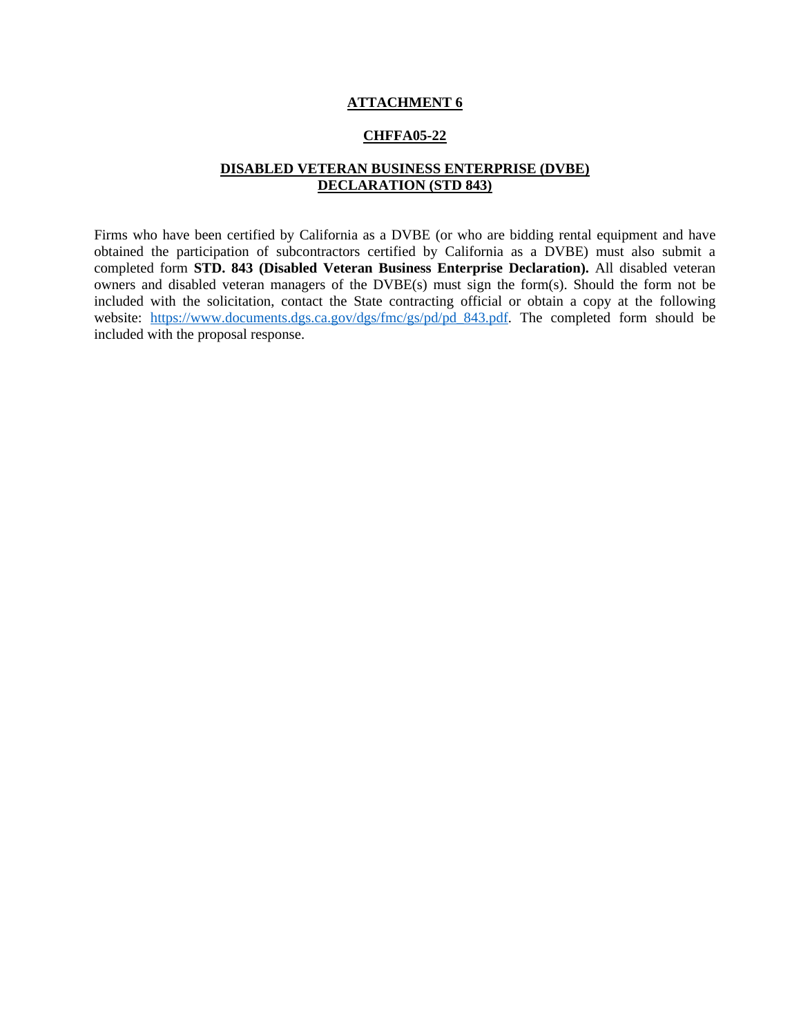# ATTACHMENT 6

## CHFFA05-22

## DISABLED VETERAN BUSINESS ENTERPRISE (DVBE) DECLARATION (STD 843)

Firms who have been certified by California as a DVBE (or who are bidding rental equipment and have obtained the participation of subcontractors certified by California as a DVBE) must also submit a completed form **STD. 843 (Disabled Veteran Business Enterprise Declaration).** All disabled veteran owners and disabled veteran managers of the DVBE(s) must sign the form(s). Should the form not be included with the solicitation, contact the State contracting official or obtain a copy at the following website: https://www.documents.dgs.ca.gov/dgs/fmc/gs/pd/pd_843.pdf. The completed form should be included with the proposal response.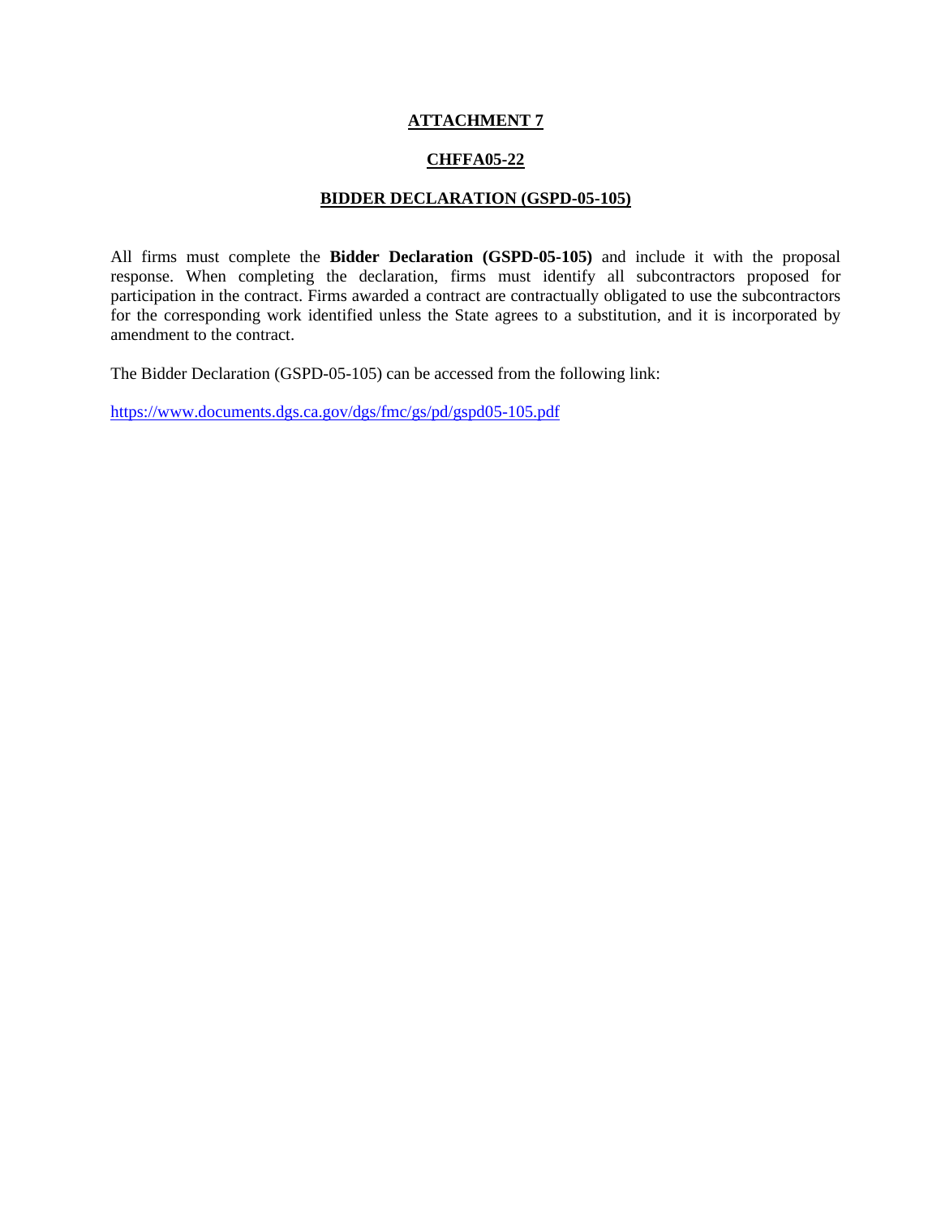# ATTACHMENT 7

## CHFFA05-22

## BIDDER DECLARATION (GSPD-05-105)

All firms must complete the **Bidder Declaration (GSPD-05-105)** and include it with the proposal response. When completing the declaration, firms must identify all subcontractors proposed for participation in the contract. Firms awarded a contract are contractually obligated to use the subcontractors for the corresponding work identified unless the State agrees to a substitution, and it is incorporated by amendment to the contract.

The Bidder Declaration (GSPD-05-105) can be accessed from the following link:

https://www.documents.dgs.ca.gov/dgs/fmc/gs/pd/gspd05-105.pdf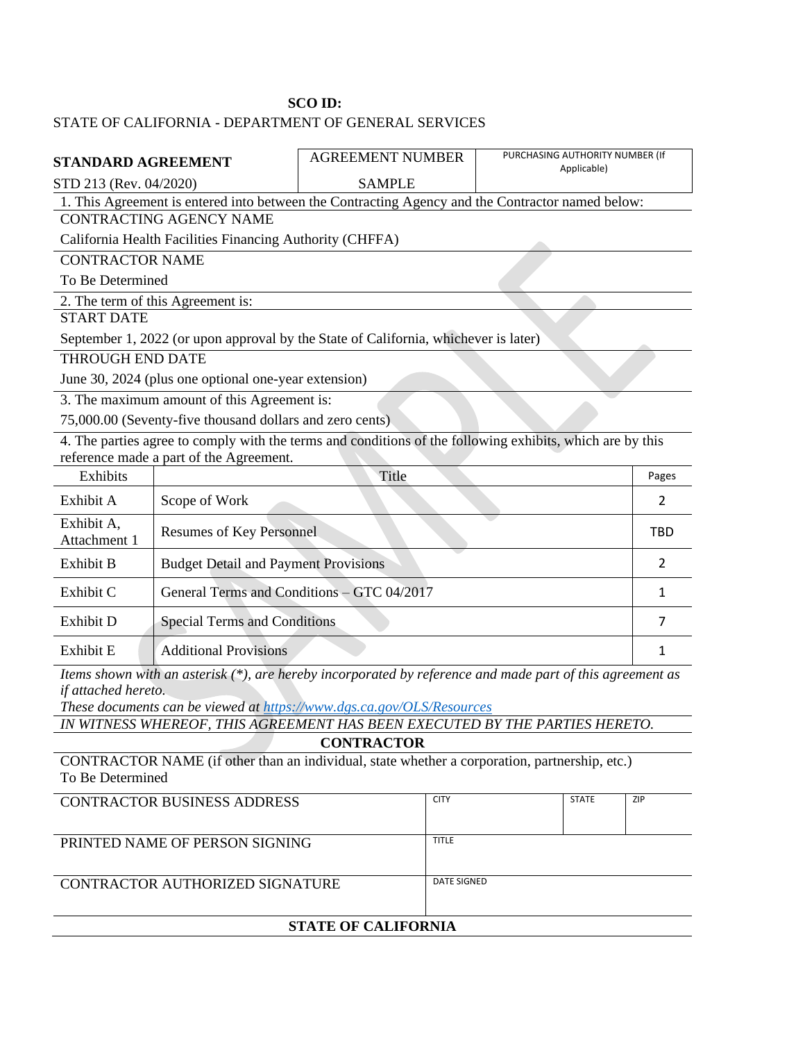**SCO ID:**

STATE OF CALIFORNIA - DEPARTMENT OF GENERAL SERVICES

| **STANDARD AGREEMENT** | AGREEMENT NUMBER | PURCHASING AUTHORITY NUMBER (If Applicable) |
|---|---|---|
| STD 213 (Rev. 04/2020) | SAMPLE | |

1. This Agreement is entered into between the Contracting Agency and the Contractor named below:

CONTRACTING AGENCY NAME

California Health Facilities Financing Authority (CHFFA)

CONTRACTOR NAME

To Be Determined

2. The term of this Agreement is:

START DATE

September 1, 2022 (or upon approval by the State of California, whichever is later)

THROUGH END DATE

June 30, 2024 (plus one optional one-year extension)

3. The maximum amount of this Agreement is:

75,000.00 (Seventy-five thousand dollars and zero cents)

4. The parties agree to comply with the terms and conditions of the following exhibits, which are by this reference made a part of the Agreement.

| Exhibits | Title | Pages |
|---|---|---|
| Exhibit A | Scope of Work | 2 |
| Exhibit A, Attachment 1 | Resumes of Key Personnel | TBD |
| Exhibit B | Budget Detail and Payment Provisions | 2 |
| Exhibit C | General Terms and Conditions – GTC 04/2017 | 1 |
| Exhibit D | Special Terms and Conditions | 7 |
| Exhibit E | Additional Provisions | 1 |

*Items shown with an asterisk (*), are hereby incorporated by reference and made part of this agreement as if attached hereto.*

*These documents can be viewed at [https://www.dgs.ca.gov/OLS/Resources](https://www.dgs.ca.gov/OLS/Resources)*

*IN WITNESS WHEREOF, THIS AGREEMENT HAS BEEN EXECUTED BY THE PARTIES HERETO.*

**CONTRACTOR**

CONTRACTOR NAME (if other than an individual, state whether a corporation, partnership, etc.)

To Be Determined

| CONTRACTOR BUSINESS ADDRESS | CITY | STATE | ZIP |
|---|---|---|---|
| PRINTED NAME OF PERSON SIGNING | TITLE | | |
| CONTRACTOR AUTHORIZED SIGNATURE | DATE SIGNED | | |

**STATE OF CALIFORNIA**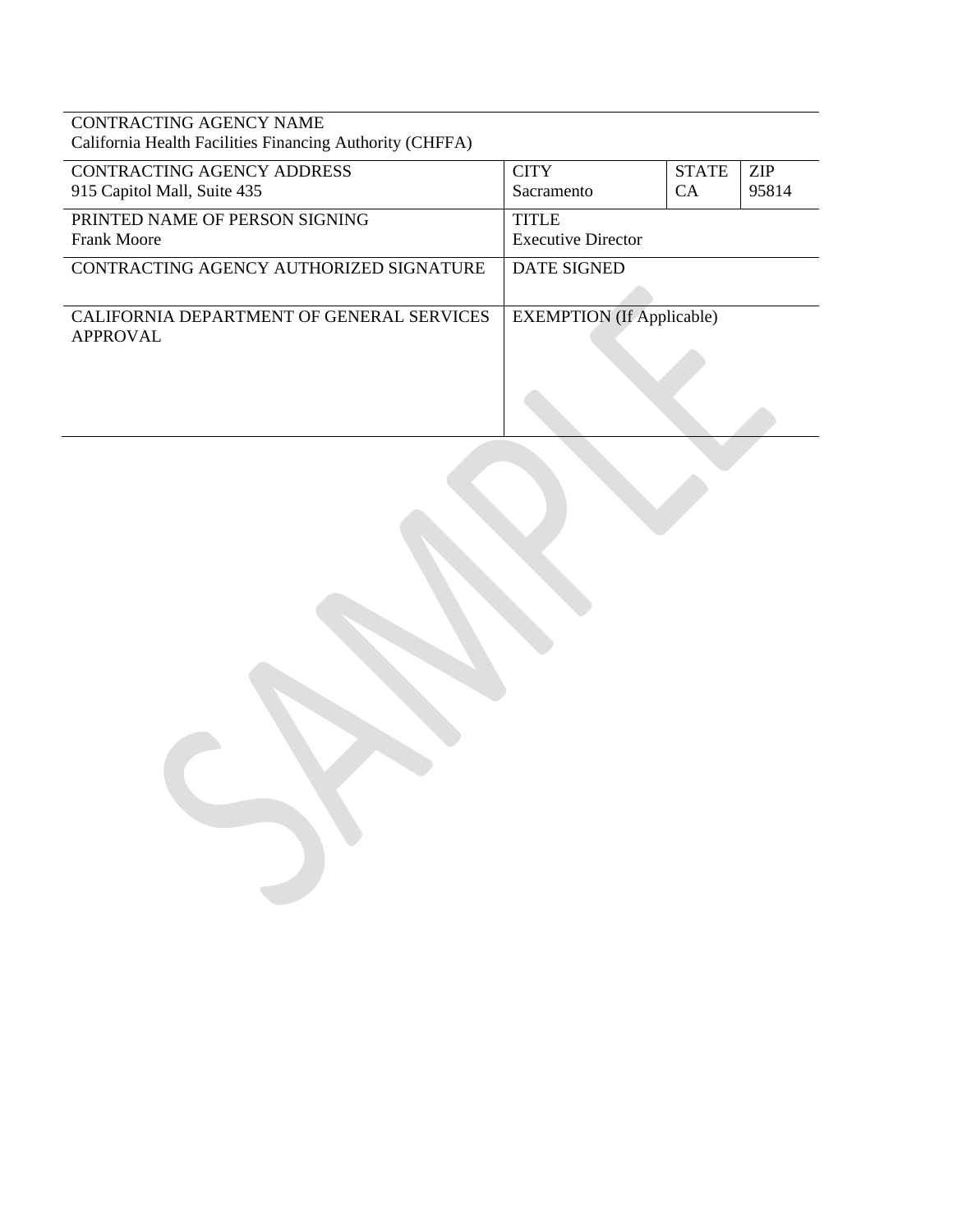| CONTRACTING AGENCY NAME<br>California Health Facilities Financing Authority (CHFFA) | | | |
|---|---|---|---|
| CONTRACTING AGENCY ADDRESS<br>915 Capitol Mall, Suite 435 | CITY<br>Sacramento | STATE<br>CA | ZIP<br>95814 |
| PRINTED NAME OF PERSON SIGNING<br>Frank Moore | TITLE<br>Executive Director | | |
| CONTRACTING AGENCY AUTHORIZED SIGNATURE | DATE SIGNED | | |
| CALIFORNIA DEPARTMENT OF GENERAL SERVICES APPROVAL | EXEMPTION (If Applicable) | | |

SAMPLE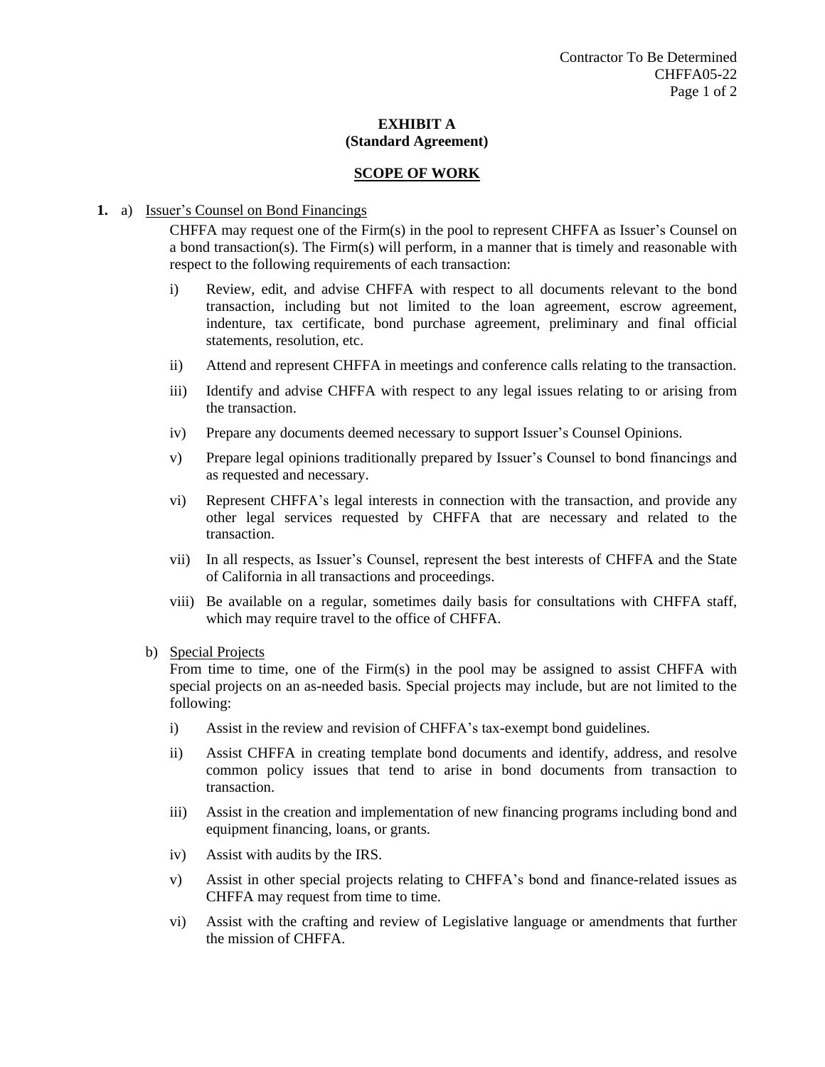**EXHIBIT A**
**(Standard Agreement)**

**SCOPE OF WORK**

**1.** a) Issuer's Counsel on Bond Financings

CHFFA may request one of the Firm(s) in the pool to represent CHFFA as Issuer's Counsel on a bond transaction(s). The Firm(s) will perform, in a manner that is timely and reasonable with respect to the following requirements of each transaction:

i) Review, edit, and advise CHFFA with respect to all documents relevant to the bond transaction, including but not limited to the loan agreement, escrow agreement, indenture, tax certificate, bond purchase agreement, preliminary and final official statements, resolution, etc.

ii) Attend and represent CHFFA in meetings and conference calls relating to the transaction.

iii) Identify and advise CHFFA with respect to any legal issues relating to or arising from the transaction.

iv) Prepare any documents deemed necessary to support Issuer's Counsel Opinions.

v) Prepare legal opinions traditionally prepared by Issuer's Counsel to bond financings and as requested and necessary.

vi) Represent CHFFA's legal interests in connection with the transaction, and provide any other legal services requested by CHFFA that are necessary and related to the transaction.

vii) In all respects, as Issuer's Counsel, represent the best interests of CHFFA and the State of California in all transactions and proceedings.

viii) Be available on a regular, sometimes daily basis for consultations with CHFFA staff, which may require travel to the office of CHFFA.

b) Special Projects

From time to time, one of the Firm(s) in the pool may be assigned to assist CHFFA with special projects on an as-needed basis. Special projects may include, but are not limited to the following:

i) Assist in the review and revision of CHFFA's tax-exempt bond guidelines.

ii) Assist CHFFA in creating template bond documents and identify, address, and resolve common policy issues that tend to arise in bond documents from transaction to transaction.

iii) Assist in the creation and implementation of new financing programs including bond and equipment financing, loans, or grants.

iv) Assist with audits by the IRS.

v) Assist in other special projects relating to CHFFA's bond and finance-related issues as CHFFA may request from time to time.

vi) Assist with the crafting and review of Legislative language or amendments that further the mission of CHFFA.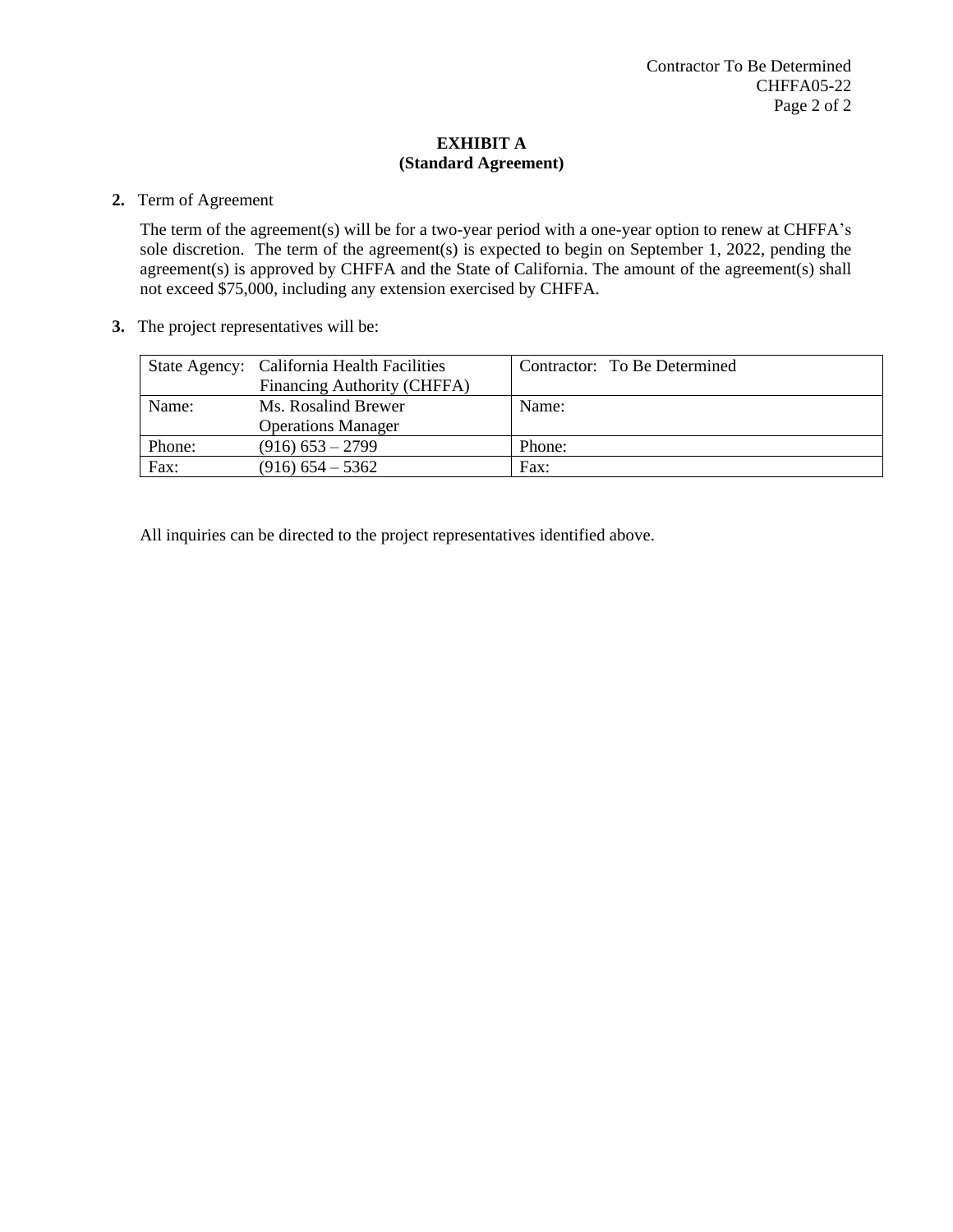**EXHIBIT A**
**(Standard Agreement)**

**2.** Term of Agreement

The term of the agreement(s) will be for a two-year period with a one-year option to renew at CHFFA's sole discretion. The term of the agreement(s) is expected to begin on September 1, 2022, pending the agreement(s) is approved by CHFFA and the State of California. The amount of the agreement(s) shall not exceed $75,000, including any extension exercised by CHFFA.

**3.** The project representatives will be:

| State Agency: California Health Facilities Financing Authority (CHFFA) | Contractor: To Be Determined |
|---|---|
| Name: Ms. Rosalind Brewer Operations Manager | Name: |
| Phone: (916) 653 – 2799 | Phone: |
| Fax: (916) 654 – 5362 | Fax: |

All inquiries can be directed to the project representatives identified above.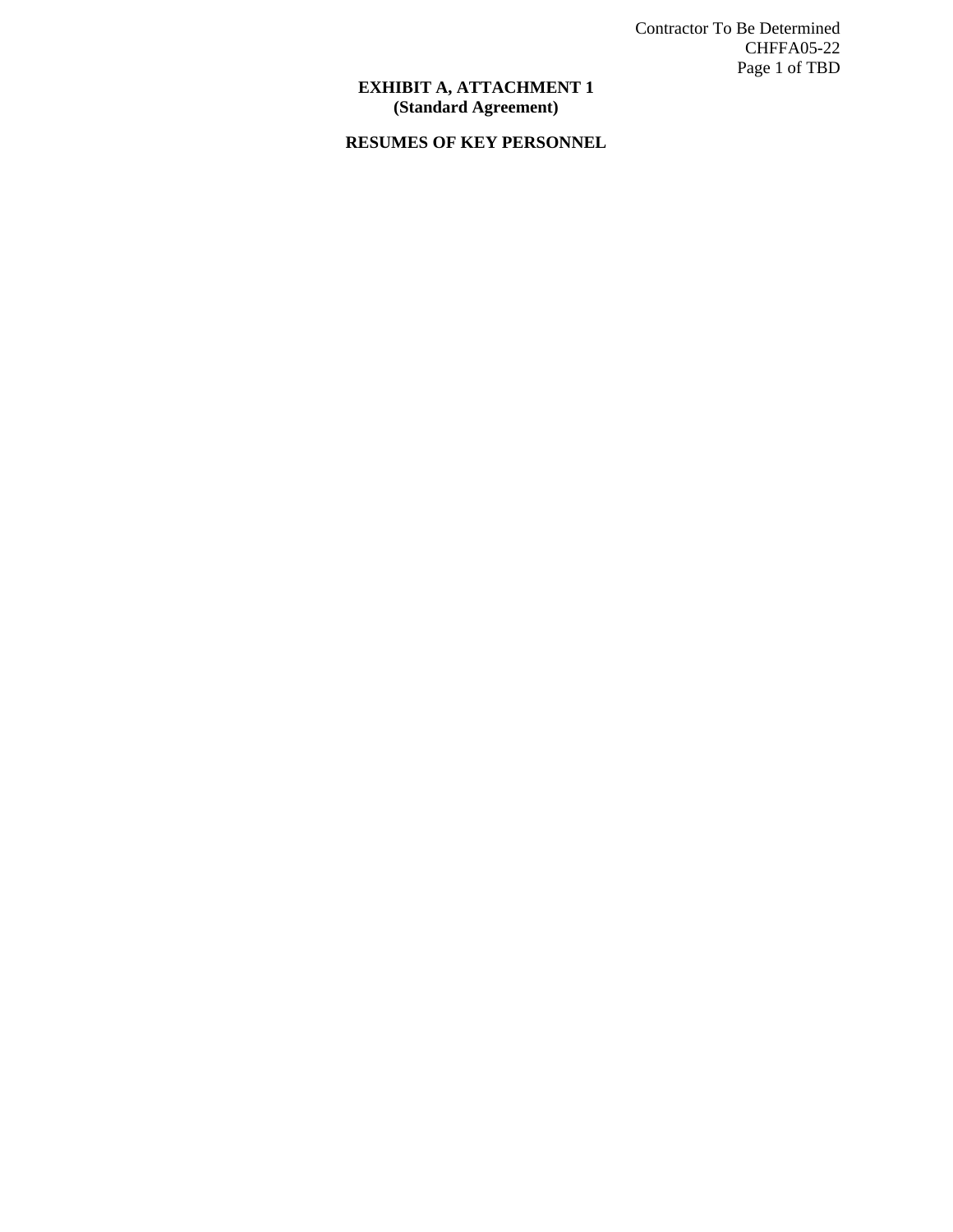# EXHIBIT A, ATTACHMENT 1
**(Standard Agreement)**

## RESUMES OF KEY PERSONNEL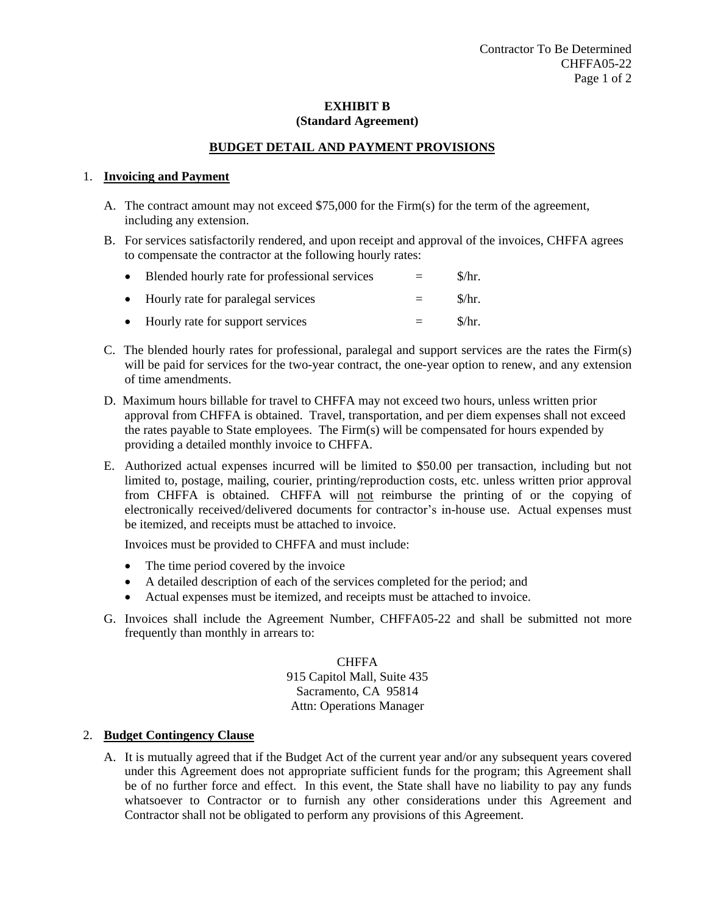**EXHIBIT B**
**(Standard Agreement)**

## BUDGET DETAIL AND PAYMENT PROVISIONS

1. **Invoicing and Payment**

   A. The contract amount may not exceed $75,000 for the Firm(s) for the term of the agreement, including any extension.

   B. For services satisfactorily rendered, and upon receipt and approval of the invoices, CHFFA agrees to compensate the contractor at the following hourly rates:

   - Blended hourly rate for professional services = $/hr.
   - Hourly rate for paralegal services = $/hr.
   - Hourly rate for support services = $/hr.

   C. The blended hourly rates for professional, paralegal and support services are the rates the Firm(s) will be paid for services for the two-year contract, the one-year option to renew, and any extension of time amendments.

   D. Maximum hours billable for travel to CHFFA may not exceed two hours, unless written prior approval from CHFFA is obtained. Travel, transportation, and per diem expenses shall not exceed the rates payable to State employees. The Firm(s) will be compensated for hours expended by providing a detailed monthly invoice to CHFFA.

   E. Authorized actual expenses incurred will be limited to $50.00 per transaction, including but not limited to, postage, mailing, courier, printing/reproduction costs, etc. unless written prior approval from CHFFA is obtained. CHFFA will not reimburse the printing of or the copying of electronically received/delivered documents for contractor's in-house use. Actual expenses must be itemized, and receipts must be attached to invoice.

   Invoices must be provided to CHFFA and must include:

   - The time period covered by the invoice
   - A detailed description of each of the services completed for the period; and
   - Actual expenses must be itemized, and receipts must be attached to invoice.

   G. Invoices shall include the Agreement Number, CHFFA05-22 and shall be submitted not more frequently than monthly in arrears to:

   CHFFA
   915 Capitol Mall, Suite 435
   Sacramento, CA 95814
   Attn: Operations Manager

2. **Budget Contingency Clause**

   A. It is mutually agreed that if the Budget Act of the current year and/or any subsequent years covered under this Agreement does not appropriate sufficient funds for the program; this Agreement shall be of no further force and effect. In this event, the State shall have no liability to pay any funds whatsoever to Contractor or to furnish any other considerations under this Agreement and Contractor shall not be obligated to perform any provisions of this Agreement.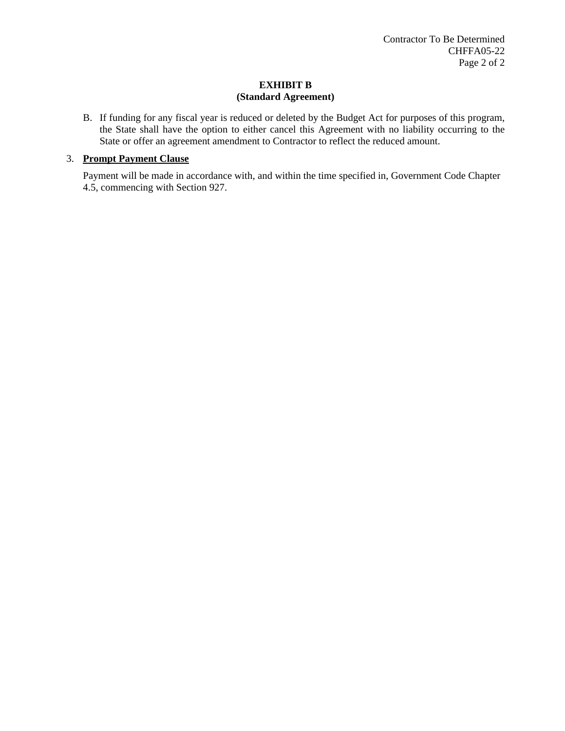**EXHIBIT B**
**(Standard Agreement)**

B. If funding for any fiscal year is reduced or deleted by the Budget Act for purposes of this program, the State shall have the option to either cancel this Agreement with no liability occurring to the State or offer an agreement amendment to Contractor to reflect the reduced amount.

3. **Prompt Payment Clause**

   Payment will be made in accordance with, and within the time specified in, Government Code Chapter 4.5, commencing with Section 927.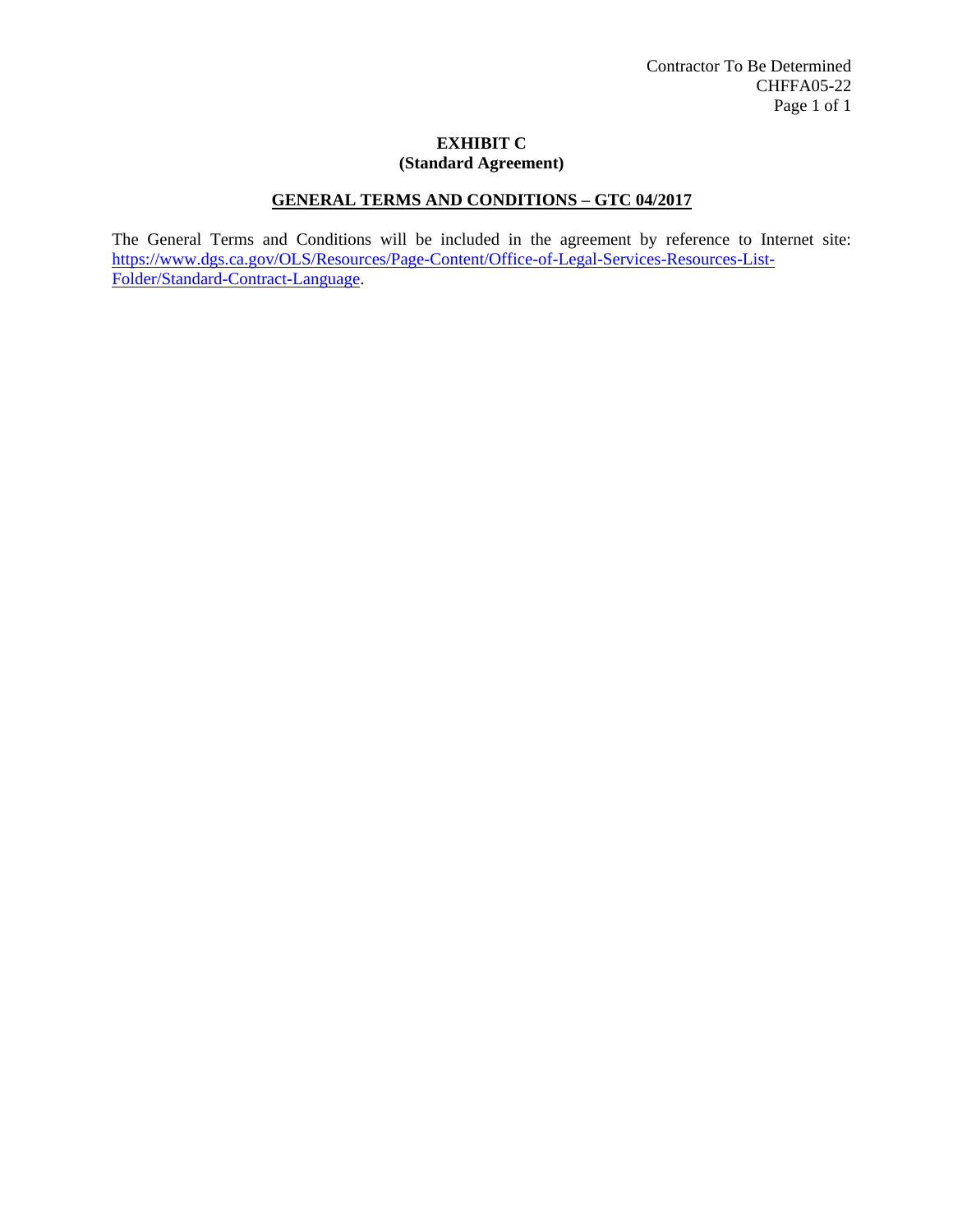**EXHIBIT C**
**(Standard Agreement)**

## GENERAL TERMS AND CONDITIONS – GTC 04/2017

The General Terms and Conditions will be included in the agreement by reference to Internet site: [https://www.dgs.ca.gov/OLS/Resources/Page-Content/Office-of-Legal-Services-Resources-List-Folder/Standard-Contract-Language](https://www.dgs.ca.gov/OLS/Resources/Page-Content/Office-of-Legal-Services-Resources-List-Folder/Standard-Contract-Language).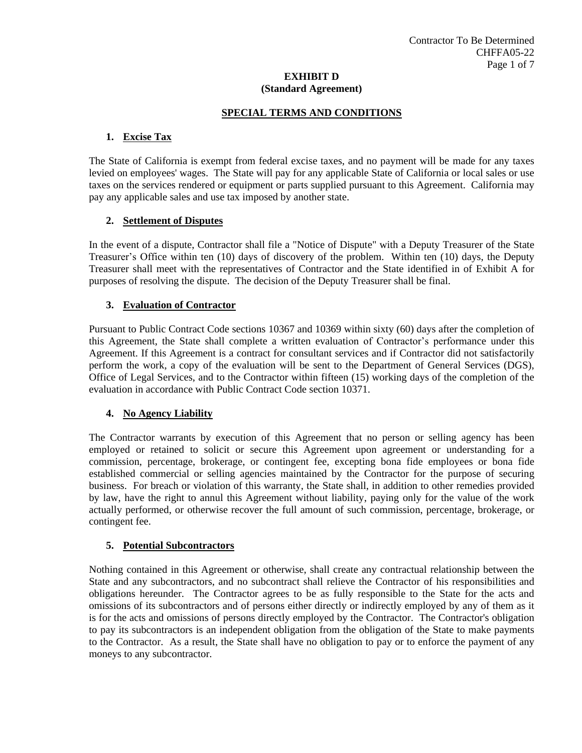**EXHIBIT D**
**(Standard Agreement)**

## SPECIAL TERMS AND CONDITIONS

### 1. Excise Tax

The State of California is exempt from federal excise taxes, and no payment will be made for any taxes levied on employees' wages. The State will pay for any applicable State of California or local sales or use taxes on the services rendered or equipment or parts supplied pursuant to this Agreement. California may pay any applicable sales and use tax imposed by another state.

### 2. Settlement of Disputes

In the event of a dispute, Contractor shall file a "Notice of Dispute" with a Deputy Treasurer of the State Treasurer's Office within ten (10) days of discovery of the problem. Within ten (10) days, the Deputy Treasurer shall meet with the representatives of Contractor and the State identified in of Exhibit A for purposes of resolving the dispute. The decision of the Deputy Treasurer shall be final.

### 3. Evaluation of Contractor

Pursuant to Public Contract Code sections 10367 and 10369 within sixty (60) days after the completion of this Agreement, the State shall complete a written evaluation of Contractor's performance under this Agreement. If this Agreement is a contract for consultant services and if Contractor did not satisfactorily perform the work, a copy of the evaluation will be sent to the Department of General Services (DGS), Office of Legal Services, and to the Contractor within fifteen (15) working days of the completion of the evaluation in accordance with Public Contract Code section 10371.

### 4. No Agency Liability

The Contractor warrants by execution of this Agreement that no person or selling agency has been employed or retained to solicit or secure this Agreement upon agreement or understanding for a commission, percentage, brokerage, or contingent fee, excepting bona fide employees or bona fide established commercial or selling agencies maintained by the Contractor for the purpose of securing business. For breach or violation of this warranty, the State shall, in addition to other remedies provided by law, have the right to annul this Agreement without liability, paying only for the value of the work actually performed, or otherwise recover the full amount of such commission, percentage, brokerage, or contingent fee.

### 5. Potential Subcontractors

Nothing contained in this Agreement or otherwise, shall create any contractual relationship between the State and any subcontractors, and no subcontract shall relieve the Contractor of his responsibilities and obligations hereunder. The Contractor agrees to be as fully responsible to the State for the acts and omissions of its subcontractors and of persons either directly or indirectly employed by any of them as it is for the acts and omissions of persons directly employed by the Contractor. The Contractor's obligation to pay its subcontractors is an independent obligation from the obligation of the State to make payments to the Contractor. As a result, the State shall have no obligation to pay or to enforce the payment of any moneys to any subcontractor.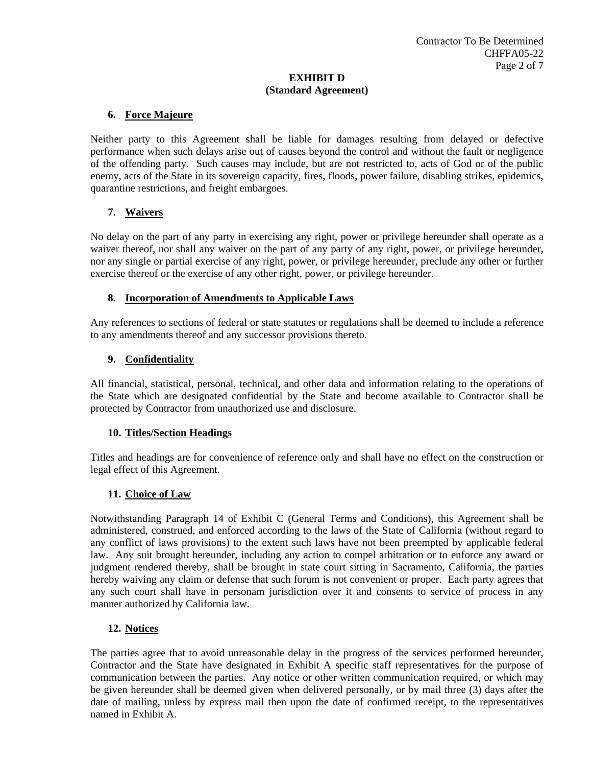# EXHIBIT D
## (Standard Agreement)

### 6. Force Majeure

Neither party to this Agreement shall be liable for damages resulting from delayed or defective performance when such delays arise out of causes beyond the control and without the fault or negligence of the offending party. Such causes may include, but are not restricted to, acts of God or of the public enemy, acts of the State in its sovereign capacity, fires, floods, power failure, disabling strikes, epidemics, quarantine restrictions, and freight embargoes.

### 7. Waivers

No delay on the part of any party in exercising any right, power or privilege hereunder shall operate as a waiver thereof, nor shall any waiver on the part of any party of any right, power, or privilege hereunder, nor any single or partial exercise of any right, power, or privilege hereunder, preclude any other or further exercise thereof or the exercise of any other right, power, or privilege hereunder.

### 8. Incorporation of Amendments to Applicable Laws

Any references to sections of federal or state statutes or regulations shall be deemed to include a reference to any amendments thereof and any successor provisions thereto.

### 9. Confidentiality

All financial, statistical, personal, technical, and other data and information relating to the operations of the State which are designated confidential by the State and become available to Contractor shall be protected by Contractor from unauthorized use and disclosure.

### 10. Titles/Section Headings

Titles and headings are for convenience of reference only and shall have no effect on the construction or legal effect of this Agreement.

### 11. Choice of Law

Notwithstanding Paragraph 14 of Exhibit C (General Terms and Conditions), this Agreement shall be administered, construed, and enforced according to the laws of the State of California (without regard to any conflict of laws provisions) to the extent such laws have not been preempted by applicable federal law. Any suit brought hereunder, including any action to compel arbitration or to enforce any award or judgment rendered thereby, shall be brought in state court sitting in Sacramento, California, the parties hereby waiving any claim or defense that such forum is not convenient or proper. Each party agrees that any such court shall have in personam jurisdiction over it and consents to service of process in any manner authorized by California law.

### 12. Notices

The parties agree that to avoid unreasonable delay in the progress of the services performed hereunder, Contractor and the State have designated in Exhibit A specific staff representatives for the purpose of communication between the parties. Any notice or other written communication required, or which may be given hereunder shall be deemed given when delivered personally, or by mail three (3) days after the date of mailing, unless by express mail then upon the date of confirmed receipt, to the representatives named in Exhibit A.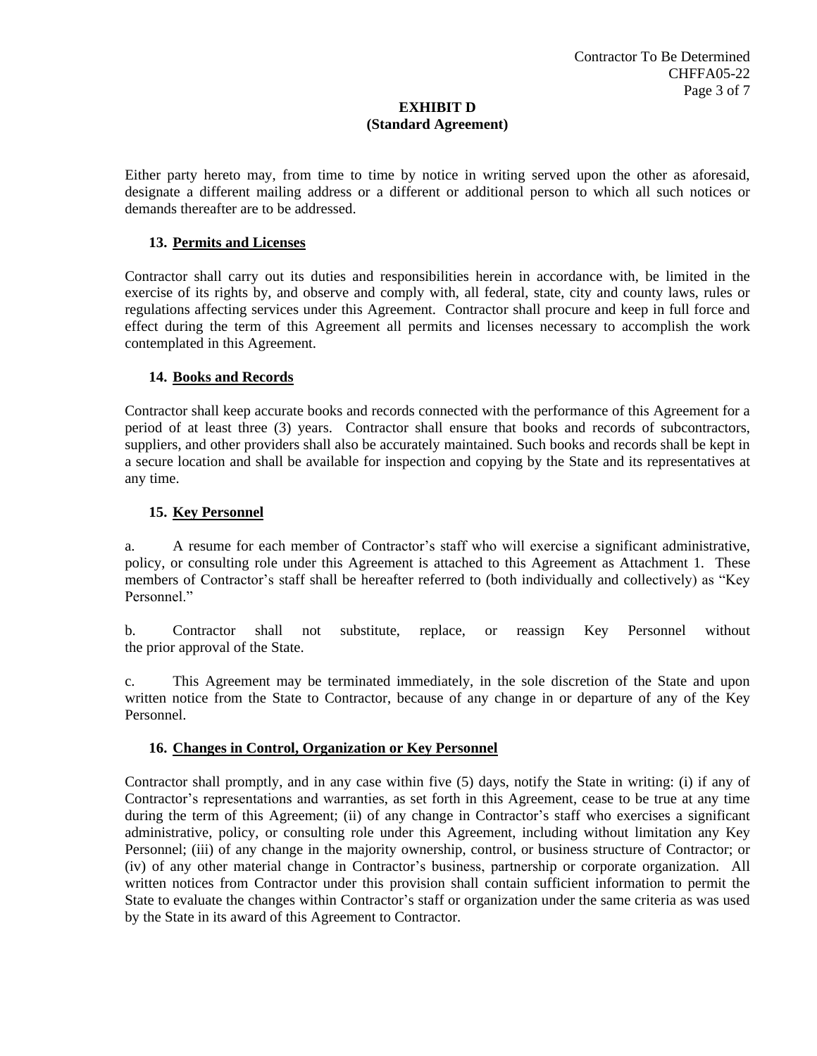# EXHIBIT D
## (Standard Agreement)

Either party hereto may, from time to time by notice in writing served upon the other as aforesaid, designate a different mailing address or a different or additional person to which all such notices or demands thereafter are to be addressed.

### 13. Permits and Licenses

Contractor shall carry out its duties and responsibilities herein in accordance with, be limited in the exercise of its rights by, and observe and comply with, all federal, state, city and county laws, rules or regulations affecting services under this Agreement. Contractor shall procure and keep in full force and effect during the term of this Agreement all permits and licenses necessary to accomplish the work contemplated in this Agreement.

### 14. Books and Records

Contractor shall keep accurate books and records connected with the performance of this Agreement for a period of at least three (3) years. Contractor shall ensure that books and records of subcontractors, suppliers, and other providers shall also be accurately maintained. Such books and records shall be kept in a secure location and shall be available for inspection and copying by the State and its representatives at any time.

### 15. Key Personnel

a. A resume for each member of Contractor's staff who will exercise a significant administrative, policy, or consulting role under this Agreement is attached to this Agreement as Attachment 1. These members of Contractor's staff shall be hereafter referred to (both individually and collectively) as "Key Personnel."

b. Contractor shall not substitute, replace, or reassign Key Personnel without the prior approval of the State.

c. This Agreement may be terminated immediately, in the sole discretion of the State and upon written notice from the State to Contractor, because of any change in or departure of any of the Key Personnel.

### 16. Changes in Control, Organization or Key Personnel

Contractor shall promptly, and in any case within five (5) days, notify the State in writing: (i) if any of Contractor's representations and warranties, as set forth in this Agreement, cease to be true at any time during the term of this Agreement; (ii) of any change in Contractor's staff who exercises a significant administrative, policy, or consulting role under this Agreement, including without limitation any Key Personnel; (iii) of any change in the majority ownership, control, or business structure of Contractor; or (iv) of any other material change in Contractor's business, partnership or corporate organization. All written notices from Contractor under this provision shall contain sufficient information to permit the State to evaluate the changes within Contractor's staff or organization under the same criteria as was used by the State in its award of this Agreement to Contractor.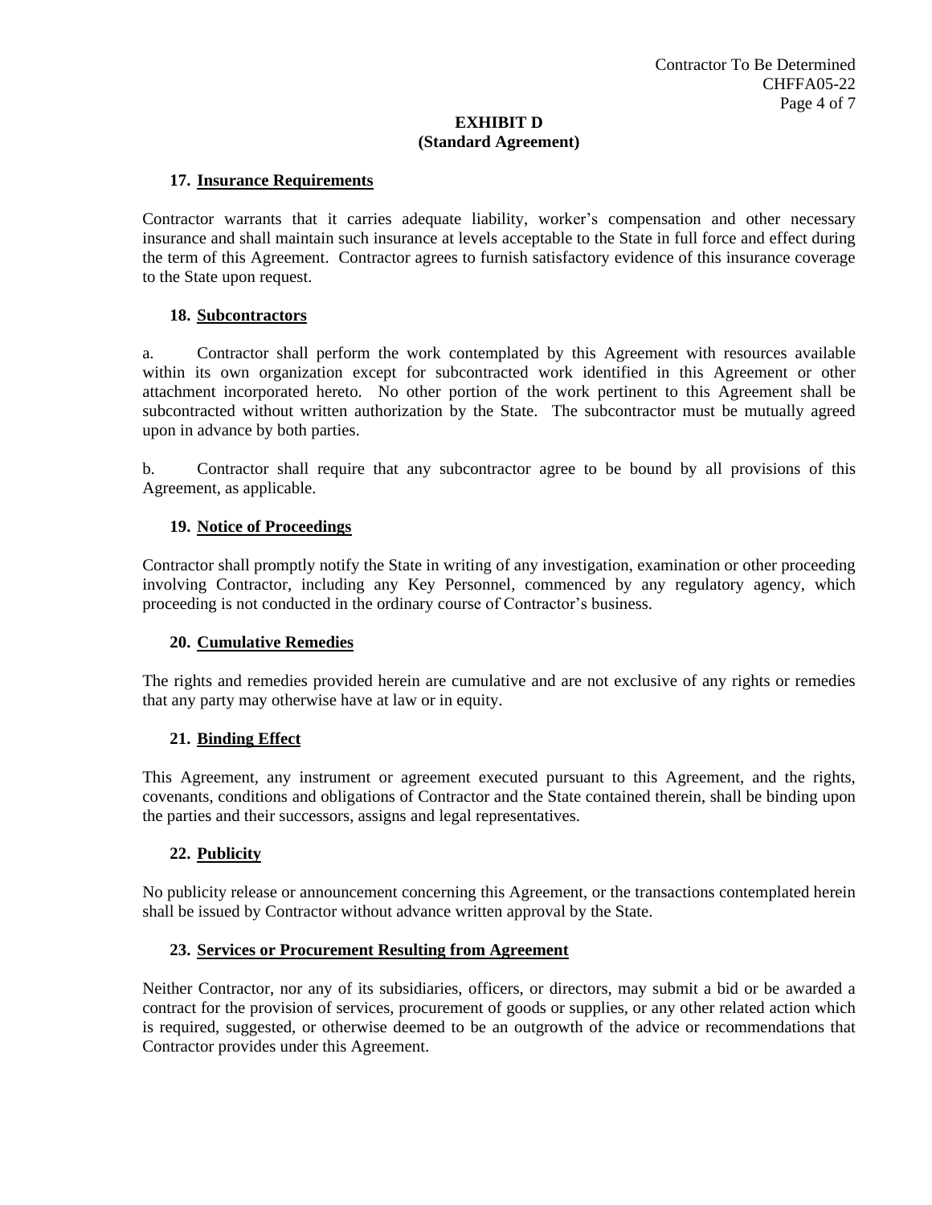**EXHIBIT D**
**(Standard Agreement)**

**17. Insurance Requirements**

Contractor warrants that it carries adequate liability, worker's compensation and other necessary insurance and shall maintain such insurance at levels acceptable to the State in full force and effect during the term of this Agreement. Contractor agrees to furnish satisfactory evidence of this insurance coverage to the State upon request.

**18. Subcontractors**

a. Contractor shall perform the work contemplated by this Agreement with resources available within its own organization except for subcontracted work identified in this Agreement or other attachment incorporated hereto. No other portion of the work pertinent to this Agreement shall be subcontracted without written authorization by the State. The subcontractor must be mutually agreed upon in advance by both parties.

b. Contractor shall require that any subcontractor agree to be bound by all provisions of this Agreement, as applicable.

**19. Notice of Proceedings**

Contractor shall promptly notify the State in writing of any investigation, examination or other proceeding involving Contractor, including any Key Personnel, commenced by any regulatory agency, which proceeding is not conducted in the ordinary course of Contractor's business.

**20. Cumulative Remedies**

The rights and remedies provided herein are cumulative and are not exclusive of any rights or remedies that any party may otherwise have at law or in equity.

**21. Binding Effect**

This Agreement, any instrument or agreement executed pursuant to this Agreement, and the rights, covenants, conditions and obligations of Contractor and the State contained therein, shall be binding upon the parties and their successors, assigns and legal representatives.

**22. Publicity**

No publicity release or announcement concerning this Agreement, or the transactions contemplated herein shall be issued by Contractor without advance written approval by the State.

**23. Services or Procurement Resulting from Agreement**

Neither Contractor, nor any of its subsidiaries, officers, or directors, may submit a bid or be awarded a contract for the provision of services, procurement of goods or supplies, or any other related action which is required, suggested, or otherwise deemed to be an outgrowth of the advice or recommendations that Contractor provides under this Agreement.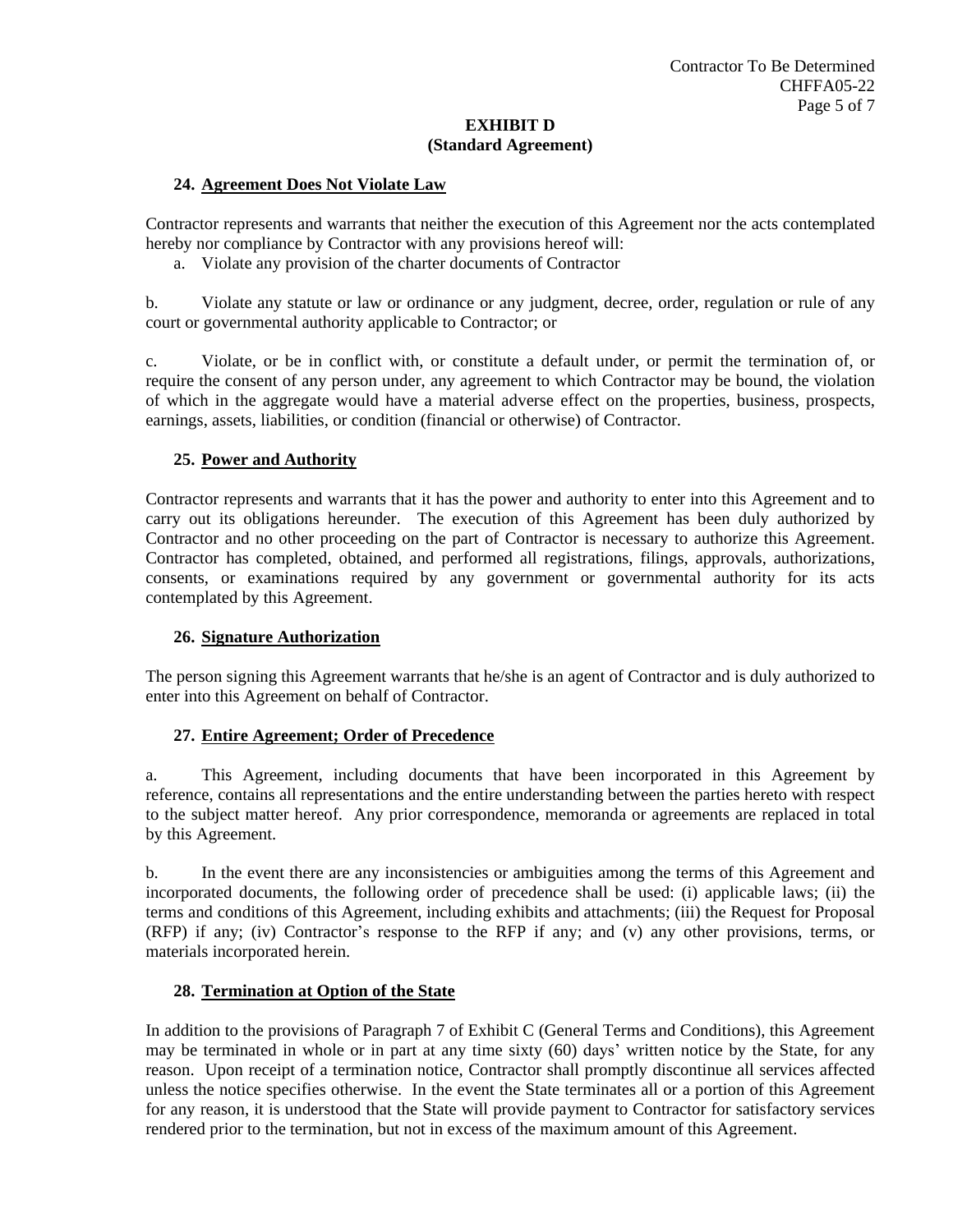**EXHIBIT D**
**(Standard Agreement)**

**24. Agreement Does Not Violate Law**

Contractor represents and warrants that neither the execution of this Agreement nor the acts contemplated hereby nor compliance by Contractor with any provisions hereof will:

a. Violate any provision of the charter documents of Contractor

b. Violate any statute or law or ordinance or any judgment, decree, order, regulation or rule of any court or governmental authority applicable to Contractor; or

c. Violate, or be in conflict with, or constitute a default under, or permit the termination of, or require the consent of any person under, any agreement to which Contractor may be bound, the violation of which in the aggregate would have a material adverse effect on the properties, business, prospects, earnings, assets, liabilities, or condition (financial or otherwise) of Contractor.

**25. Power and Authority**

Contractor represents and warrants that it has the power and authority to enter into this Agreement and to carry out its obligations hereunder. The execution of this Agreement has been duly authorized by Contractor and no other proceeding on the part of Contractor is necessary to authorize this Agreement. Contractor has completed, obtained, and performed all registrations, filings, approvals, authorizations, consents, or examinations required by any government or governmental authority for its acts contemplated by this Agreement.

**26. Signature Authorization**

The person signing this Agreement warrants that he/she is an agent of Contractor and is duly authorized to enter into this Agreement on behalf of Contractor.

**27. Entire Agreement; Order of Precedence**

a. This Agreement, including documents that have been incorporated in this Agreement by reference, contains all representations and the entire understanding between the parties hereto with respect to the subject matter hereof. Any prior correspondence, memoranda or agreements are replaced in total by this Agreement.

b. In the event there are any inconsistencies or ambiguities among the terms of this Agreement and incorporated documents, the following order of precedence shall be used: (i) applicable laws; (ii) the terms and conditions of this Agreement, including exhibits and attachments; (iii) the Request for Proposal (RFP) if any; (iv) Contractor's response to the RFP if any; and (v) any other provisions, terms, or materials incorporated herein.

**28. Termination at Option of the State**

In addition to the provisions of Paragraph 7 of Exhibit C (General Terms and Conditions), this Agreement may be terminated in whole or in part at any time sixty (60) days' written notice by the State, for any reason. Upon receipt of a termination notice, Contractor shall promptly discontinue all services affected unless the notice specifies otherwise. In the event the State terminates all or a portion of this Agreement for any reason, it is understood that the State will provide payment to Contractor for satisfactory services rendered prior to the termination, but not in excess of the maximum amount of this Agreement.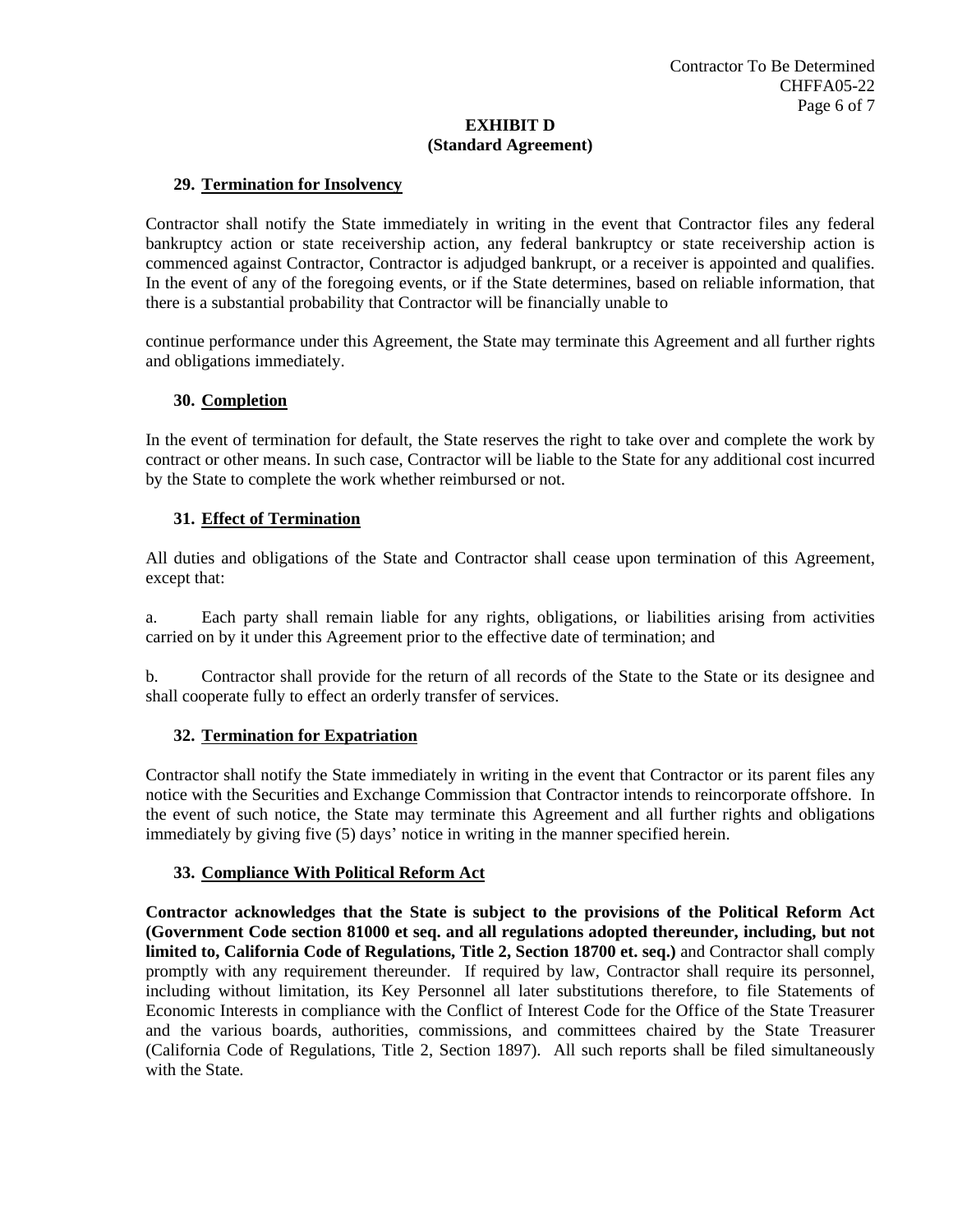**EXHIBIT D**
**(Standard Agreement)**

### 29. Termination for Insolvency

Contractor shall notify the State immediately in writing in the event that Contractor files any federal bankruptcy action or state receivership action, any federal bankruptcy or state receivership action is commenced against Contractor, Contractor is adjudged bankrupt, or a receiver is appointed and qualifies. In the event of any of the foregoing events, or if the State determines, based on reliable information, that there is a substantial probability that Contractor will be financially unable to

continue performance under this Agreement, the State may terminate this Agreement and all further rights and obligations immediately.

### 30. Completion

In the event of termination for default, the State reserves the right to take over and complete the work by contract or other means. In such case, Contractor will be liable to the State for any additional cost incurred by the State to complete the work whether reimbursed or not.

### 31. Effect of Termination

All duties and obligations of the State and Contractor shall cease upon termination of this Agreement, except that:

a. Each party shall remain liable for any rights, obligations, or liabilities arising from activities carried on by it under this Agreement prior to the effective date of termination; and

b. Contractor shall provide for the return of all records of the State to the State or its designee and shall cooperate fully to effect an orderly transfer of services.

### 32. Termination for Expatriation

Contractor shall notify the State immediately in writing in the event that Contractor or its parent files any notice with the Securities and Exchange Commission that Contractor intends to reincorporate offshore. In the event of such notice, the State may terminate this Agreement and all further rights and obligations immediately by giving five (5) days' notice in writing in the manner specified herein.

### 33. Compliance With Political Reform Act

**Contractor acknowledges that the State is subject to the provisions of the Political Reform Act (Government Code section 81000 et seq. and all regulations adopted thereunder, including, but not limited to, California Code of Regulations, Title 2, Section 18700 et. seq.)** and Contractor shall comply promptly with any requirement thereunder. If required by law, Contractor shall require its personnel, including without limitation, its Key Personnel all later substitutions therefore, to file Statements of Economic Interests in compliance with the Conflict of Interest Code for the Office of the State Treasurer and the various boards, authorities, commissions, and committees chaired by the State Treasurer (California Code of Regulations, Title 2, Section 1897). All such reports shall be filed simultaneously with the State.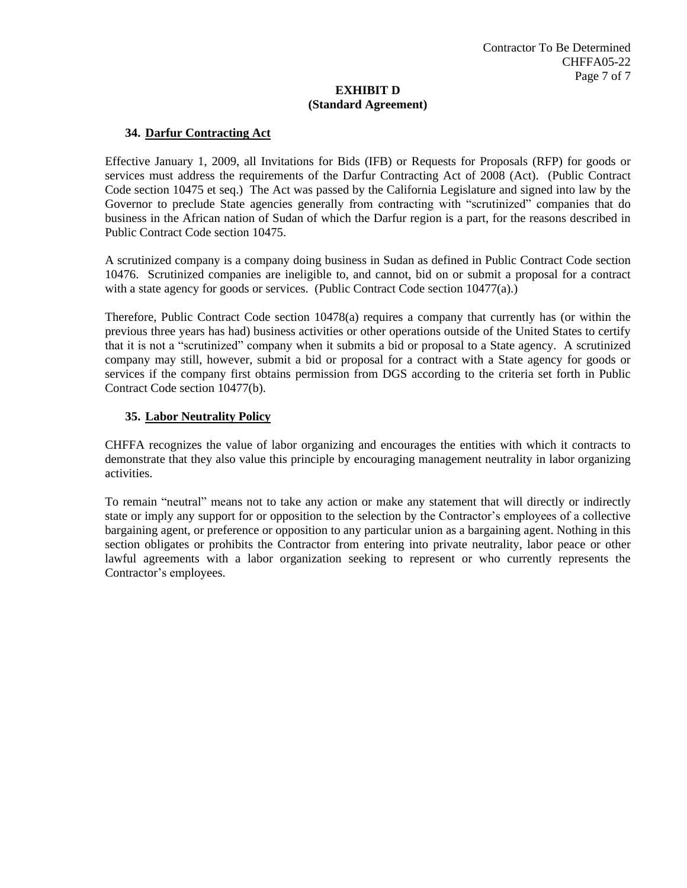**EXHIBIT D**
**(Standard Agreement)**

**34. Darfur Contracting Act**

Effective January 1, 2009, all Invitations for Bids (IFB) or Requests for Proposals (RFP) for goods or services must address the requirements of the Darfur Contracting Act of 2008 (Act). (Public Contract Code section 10475 et seq.) The Act was passed by the California Legislature and signed into law by the Governor to preclude State agencies generally from contracting with "scrutinized" companies that do business in the African nation of Sudan of which the Darfur region is a part, for the reasons described in Public Contract Code section 10475.

A scrutinized company is a company doing business in Sudan as defined in Public Contract Code section 10476. Scrutinized companies are ineligible to, and cannot, bid on or submit a proposal for a contract with a state agency for goods or services. (Public Contract Code section 10477(a).)

Therefore, Public Contract Code section 10478(a) requires a company that currently has (or within the previous three years has had) business activities or other operations outside of the United States to certify that it is not a "scrutinized" company when it submits a bid or proposal to a State agency. A scrutinized company may still, however, submit a bid or proposal for a contract with a State agency for goods or services if the company first obtains permission from DGS according to the criteria set forth in Public Contract Code section 10477(b).

**35. Labor Neutrality Policy**

CHFFA recognizes the value of labor organizing and encourages the entities with which it contracts to demonstrate that they also value this principle by encouraging management neutrality in labor organizing activities.

To remain "neutral" means not to take any action or make any statement that will directly or indirectly state or imply any support for or opposition to the selection by the Contractor's employees of a collective bargaining agent, or preference or opposition to any particular union as a bargaining agent. Nothing in this section obligates or prohibits the Contractor from entering into private neutrality, labor peace or other lawful agreements with a labor organization seeking to represent or who currently represents the Contractor's employees.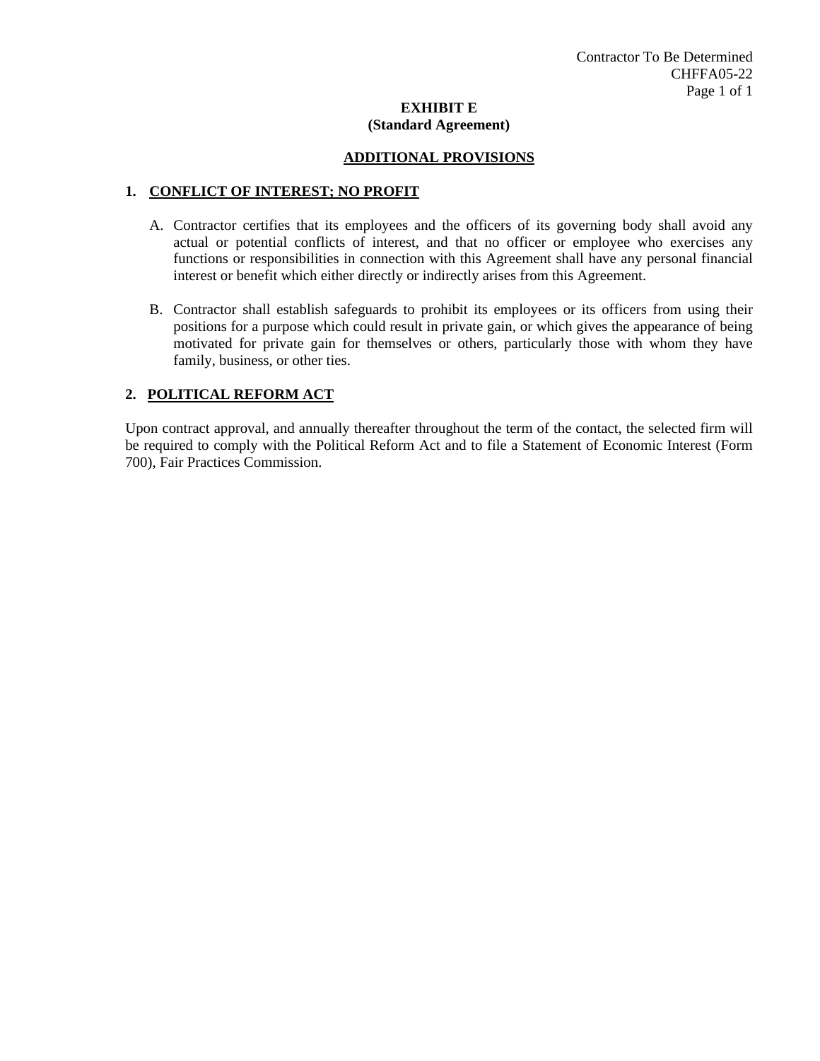**EXHIBIT E**
**(Standard Agreement)**

**ADDITIONAL PROVISIONS**

**1. CONFLICT OF INTEREST; NO PROFIT**

A. Contractor certifies that its employees and the officers of its governing body shall avoid any actual or potential conflicts of interest, and that no officer or employee who exercises any functions or responsibilities in connection with this Agreement shall have any personal financial interest or benefit which either directly or indirectly arises from this Agreement.

B. Contractor shall establish safeguards to prohibit its employees or its officers from using their positions for a purpose which could result in private gain, or which gives the appearance of being motivated for private gain for themselves or others, particularly those with whom they have family, business, or other ties.

**2. POLITICAL REFORM ACT**

Upon contract approval, and annually thereafter throughout the term of the contact, the selected firm will be required to comply with the Political Reform Act and to file a Statement of Economic Interest (Form 700), Fair Practices Commission.